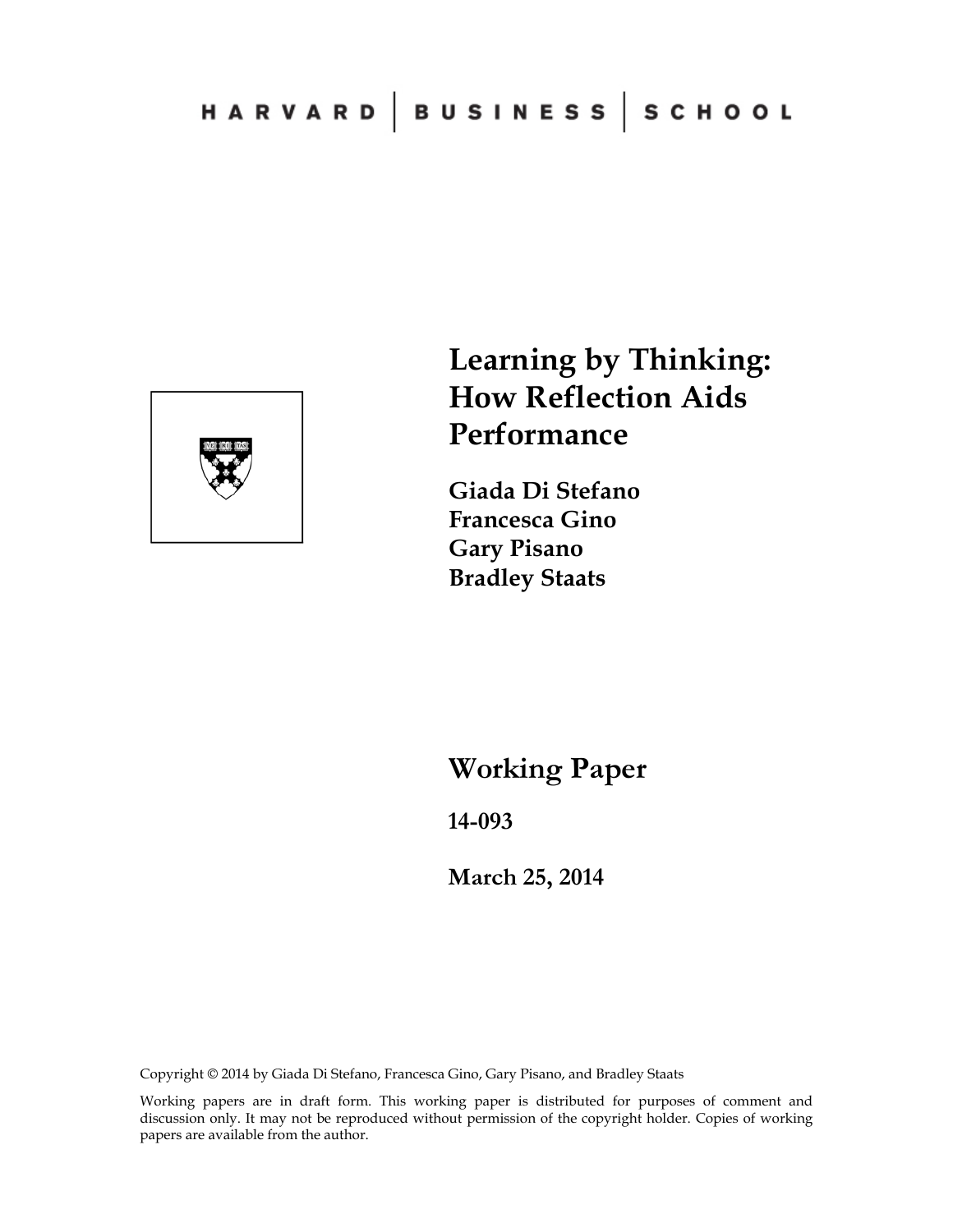HARVARD | BUSINESS | SCHOOL

# Learning by Thinking: How Reflection Aids Performance

**Giada Di Stefano**
**Francesca Gino**
**Gary Pisano**
**Bradley Staats**

## Working Paper

**14-093**

**March 25, 2014**

Copyright © 2014 by Giada Di Stefano, Francesca Gino, Gary Pisano, and Bradley Staats

Working papers are in draft form. This working paper is distributed for purposes of comment and discussion only. It may not be reproduced without permission of the copyright holder. Copies of working papers are available from the author.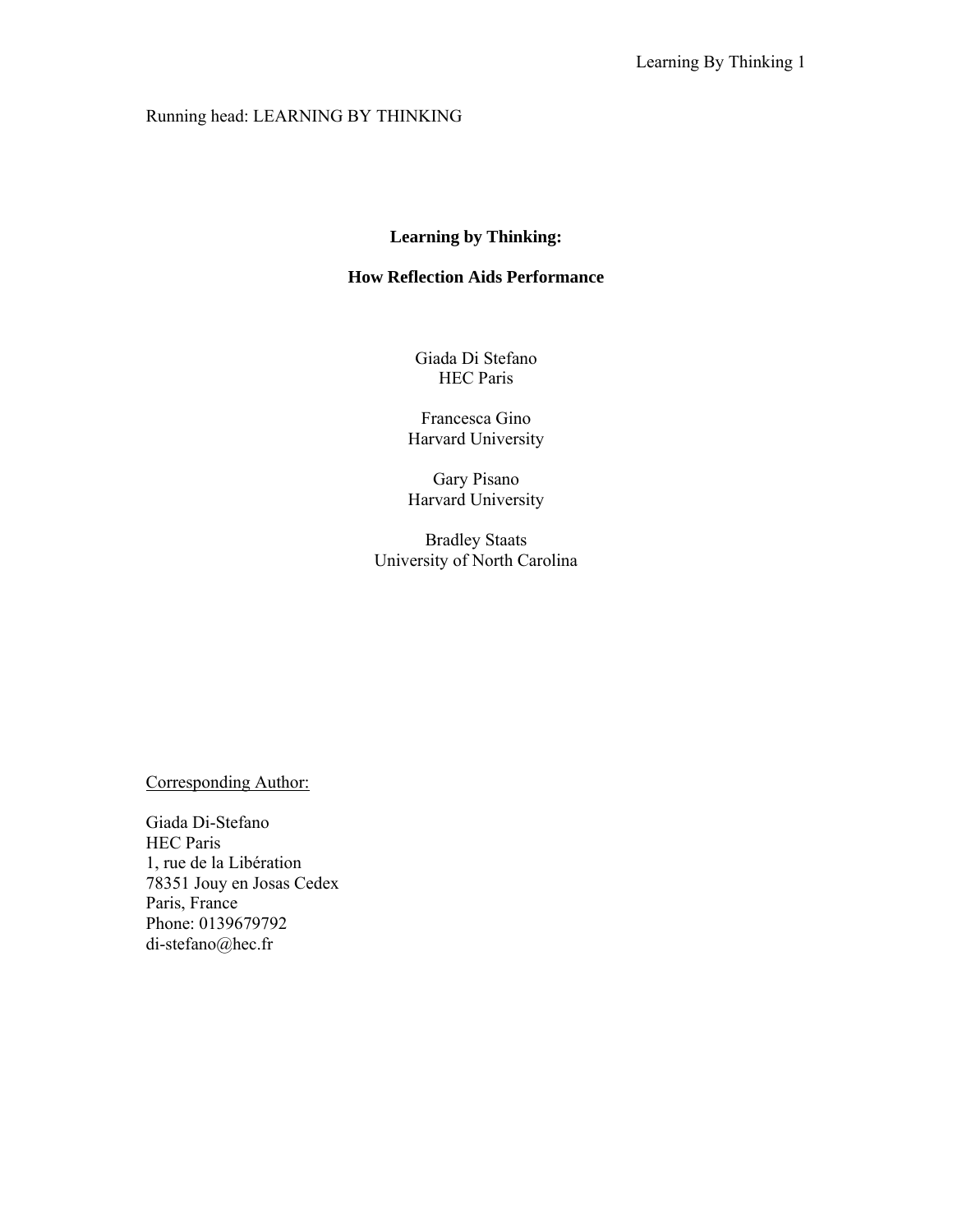Running head: LEARNING BY THINKING

# Learning by Thinking:

# How Reflection Aids Performance

Giada Di Stefano
HEC Paris

Francesca Gino
Harvard University

Gary Pisano
Harvard University

Bradley Staats
University of North Carolina

Corresponding Author:

Giada Di-Stefano
HEC Paris
1, rue de la Libération
78351 Jouy en Josas Cedex
Paris, France
Phone: 0139679792
di-stefano@hec.fr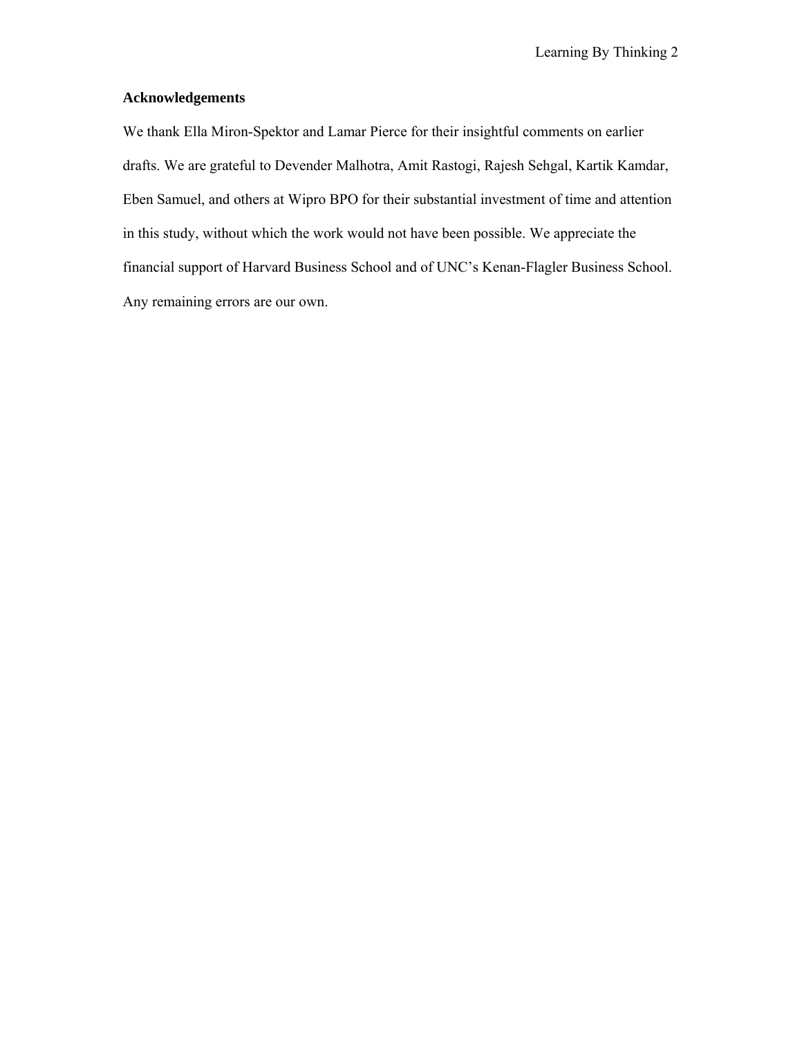**Acknowledgements**

We thank Ella Miron-Spektor and Lamar Pierce for their insightful comments on earlier drafts. We are grateful to Devender Malhotra, Amit Rastogi, Rajesh Sehgal, Kartik Kamdar, Eben Samuel, and others at Wipro BPO for their substantial investment of time and attention in this study, without which the work would not have been possible. We appreciate the financial support of Harvard Business School and of UNC's Kenan-Flagler Business School. Any remaining errors are our own.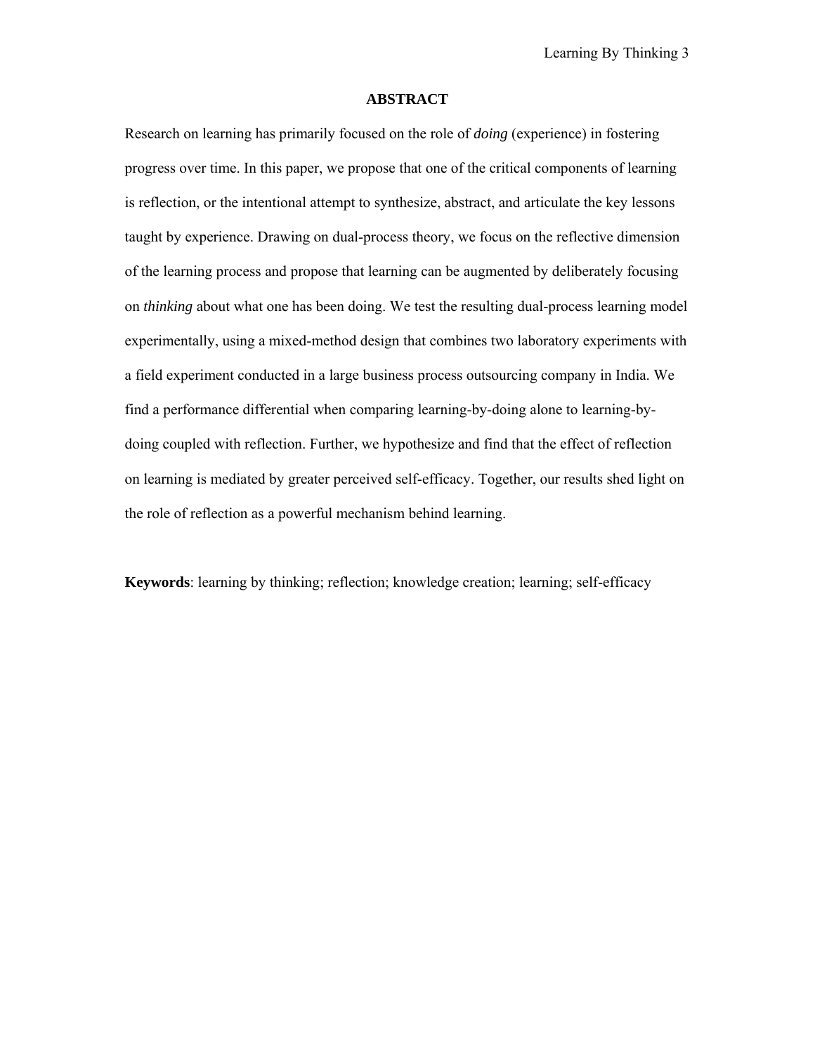## ABSTRACT

Research on learning has primarily focused on the role of *doing* (experience) in fostering progress over time. In this paper, we propose that one of the critical components of learning is reflection, or the intentional attempt to synthesize, abstract, and articulate the key lessons taught by experience. Drawing on dual-process theory, we focus on the reflective dimension of the learning process and propose that learning can be augmented by deliberately focusing on *thinking* about what one has been doing. We test the resulting dual-process learning model experimentally, using a mixed-method design that combines two laboratory experiments with a field experiment conducted in a large business process outsourcing company in India. We find a performance differential when comparing learning-by-doing alone to learning-by-doing coupled with reflection. Further, we hypothesize and find that the effect of reflection on learning is mediated by greater perceived self-efficacy. Together, our results shed light on the role of reflection as a powerful mechanism behind learning.

**Keywords**: learning by thinking; reflection; knowledge creation; learning; self-efficacy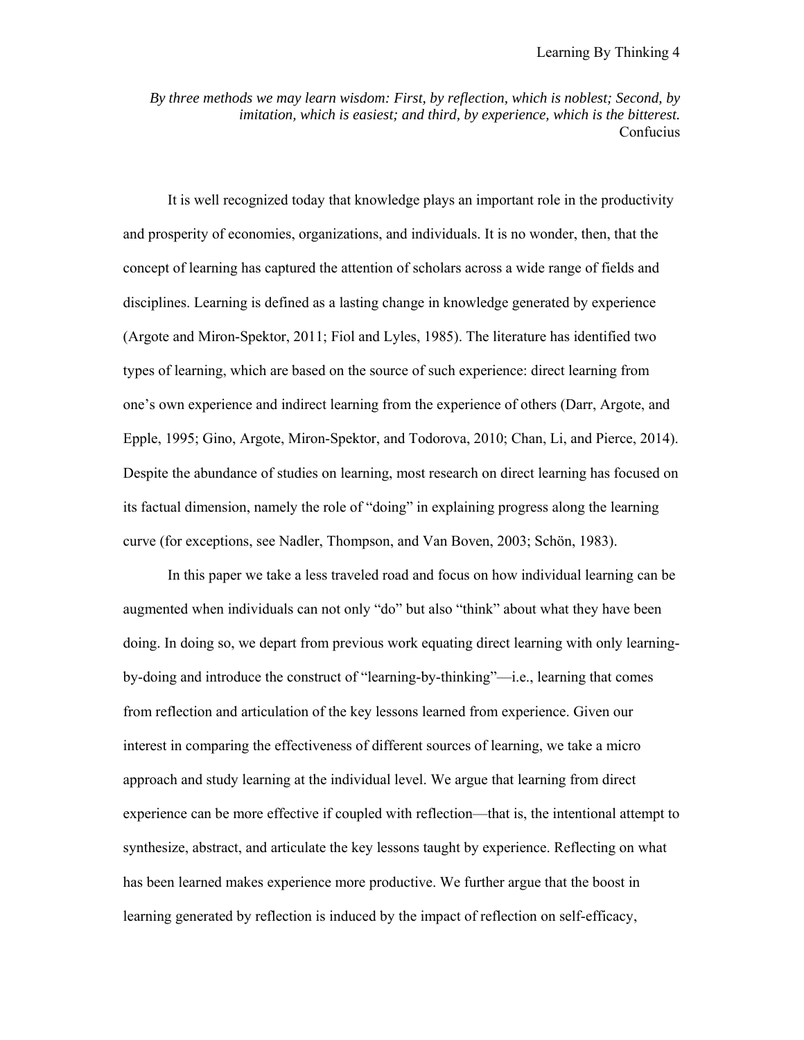*By three methods we may learn wisdom: First, by reflection, which is noblest; Second, by imitation, which is easiest; and third, by experience, which is the bitterest.*
Confucius

It is well recognized today that knowledge plays an important role in the productivity and prosperity of economies, organizations, and individuals. It is no wonder, then, that the concept of learning has captured the attention of scholars across a wide range of fields and disciplines. Learning is defined as a lasting change in knowledge generated by experience (Argote and Miron-Spektor, 2011; Fiol and Lyles, 1985). The literature has identified two types of learning, which are based on the source of such experience: direct learning from one's own experience and indirect learning from the experience of others (Darr, Argote, and Epple, 1995; Gino, Argote, Miron-Spektor, and Todorova, 2010; Chan, Li, and Pierce, 2014). Despite the abundance of studies on learning, most research on direct learning has focused on its factual dimension, namely the role of "doing" in explaining progress along the learning curve (for exceptions, see Nadler, Thompson, and Van Boven, 2003; Schön, 1983).

In this paper we take a less traveled road and focus on how individual learning can be augmented when individuals can not only "do" but also "think" about what they have been doing. In doing so, we depart from previous work equating direct learning with only learning-by-doing and introduce the construct of "learning-by-thinking"—i.e., learning that comes from reflection and articulation of the key lessons learned from experience. Given our interest in comparing the effectiveness of different sources of learning, we take a micro approach and study learning at the individual level. We argue that learning from direct experience can be more effective if coupled with reflection—that is, the intentional attempt to synthesize, abstract, and articulate the key lessons taught by experience. Reflecting on what has been learned makes experience more productive. We further argue that the boost in learning generated by reflection is induced by the impact of reflection on self-efficacy,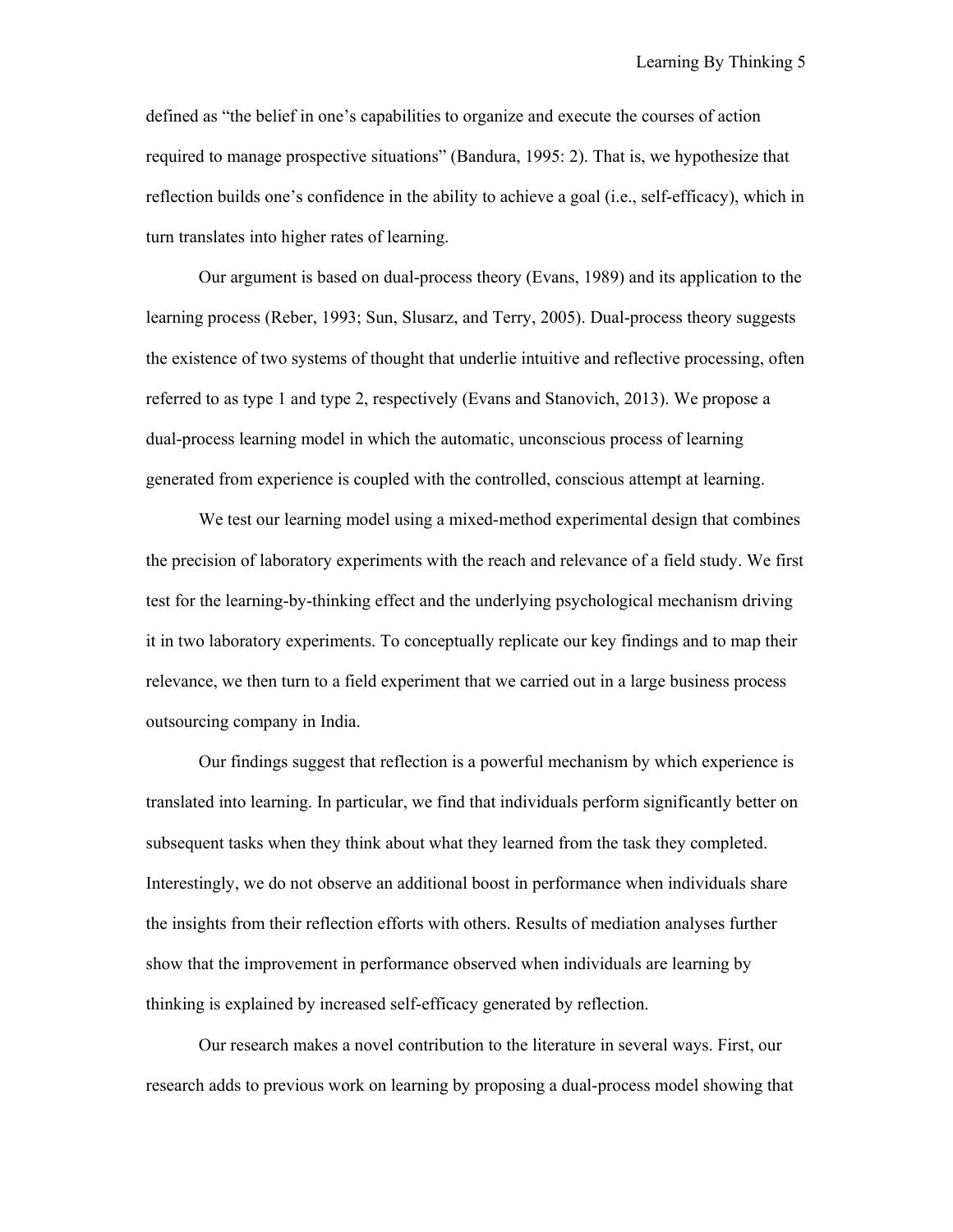defined as "the belief in one's capabilities to organize and execute the courses of action required to manage prospective situations" (Bandura, 1995: 2). That is, we hypothesize that reflection builds one's confidence in the ability to achieve a goal (i.e., self-efficacy), which in turn translates into higher rates of learning.

Our argument is based on dual-process theory (Evans, 1989) and its application to the learning process (Reber, 1993; Sun, Slusarz, and Terry, 2005). Dual-process theory suggests the existence of two systems of thought that underlie intuitive and reflective processing, often referred to as type 1 and type 2, respectively (Evans and Stanovich, 2013). We propose a dual-process learning model in which the automatic, unconscious process of learning generated from experience is coupled with the controlled, conscious attempt at learning.

We test our learning model using a mixed-method experimental design that combines the precision of laboratory experiments with the reach and relevance of a field study. We first test for the learning-by-thinking effect and the underlying psychological mechanism driving it in two laboratory experiments. To conceptually replicate our key findings and to map their relevance, we then turn to a field experiment that we carried out in a large business process outsourcing company in India.

Our findings suggest that reflection is a powerful mechanism by which experience is translated into learning. In particular, we find that individuals perform significantly better on subsequent tasks when they think about what they learned from the task they completed. Interestingly, we do not observe an additional boost in performance when individuals share the insights from their reflection efforts with others. Results of mediation analyses further show that the improvement in performance observed when individuals are learning by thinking is explained by increased self-efficacy generated by reflection.

Our research makes a novel contribution to the literature in several ways. First, our research adds to previous work on learning by proposing a dual-process model showing that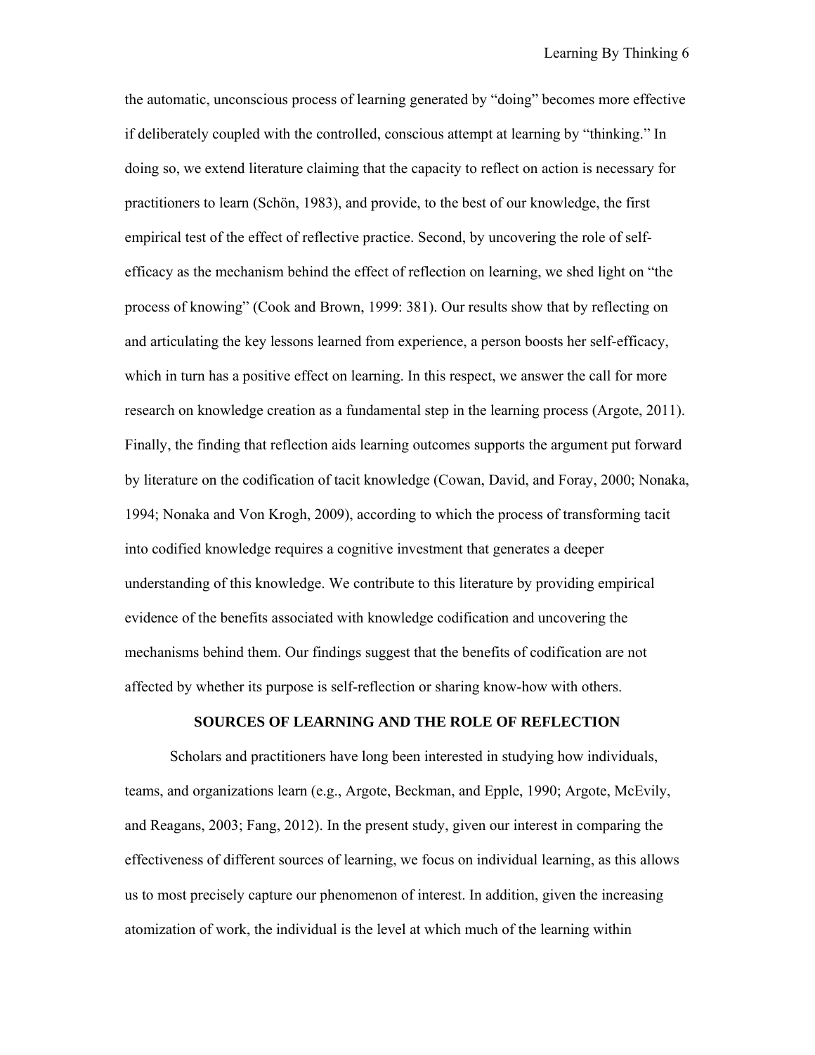the automatic, unconscious process of learning generated by "doing" becomes more effective if deliberately coupled with the controlled, conscious attempt at learning by "thinking." In doing so, we extend literature claiming that the capacity to reflect on action is necessary for practitioners to learn (Schön, 1983), and provide, to the best of our knowledge, the first empirical test of the effect of reflective practice. Second, by uncovering the role of self-efficacy as the mechanism behind the effect of reflection on learning, we shed light on "the process of knowing" (Cook and Brown, 1999: 381). Our results show that by reflecting on and articulating the key lessons learned from experience, a person boosts her self-efficacy, which in turn has a positive effect on learning. In this respect, we answer the call for more research on knowledge creation as a fundamental step in the learning process (Argote, 2011). Finally, the finding that reflection aids learning outcomes supports the argument put forward by literature on the codification of tacit knowledge (Cowan, David, and Foray, 2000; Nonaka, 1994; Nonaka and Von Krogh, 2009), according to which the process of transforming tacit into codified knowledge requires a cognitive investment that generates a deeper understanding of this knowledge. We contribute to this literature by providing empirical evidence of the benefits associated with knowledge codification and uncovering the mechanisms behind them. Our findings suggest that the benefits of codification are not affected by whether its purpose is self-reflection or sharing know-how with others.

## SOURCES OF LEARNING AND THE ROLE OF REFLECTION

Scholars and practitioners have long been interested in studying how individuals, teams, and organizations learn (e.g., Argote, Beckman, and Epple, 1990; Argote, McEvily, and Reagans, 2003; Fang, 2012). In the present study, given our interest in comparing the effectiveness of different sources of learning, we focus on individual learning, as this allows us to most precisely capture our phenomenon of interest. In addition, given the increasing atomization of work, the individual is the level at which much of the learning within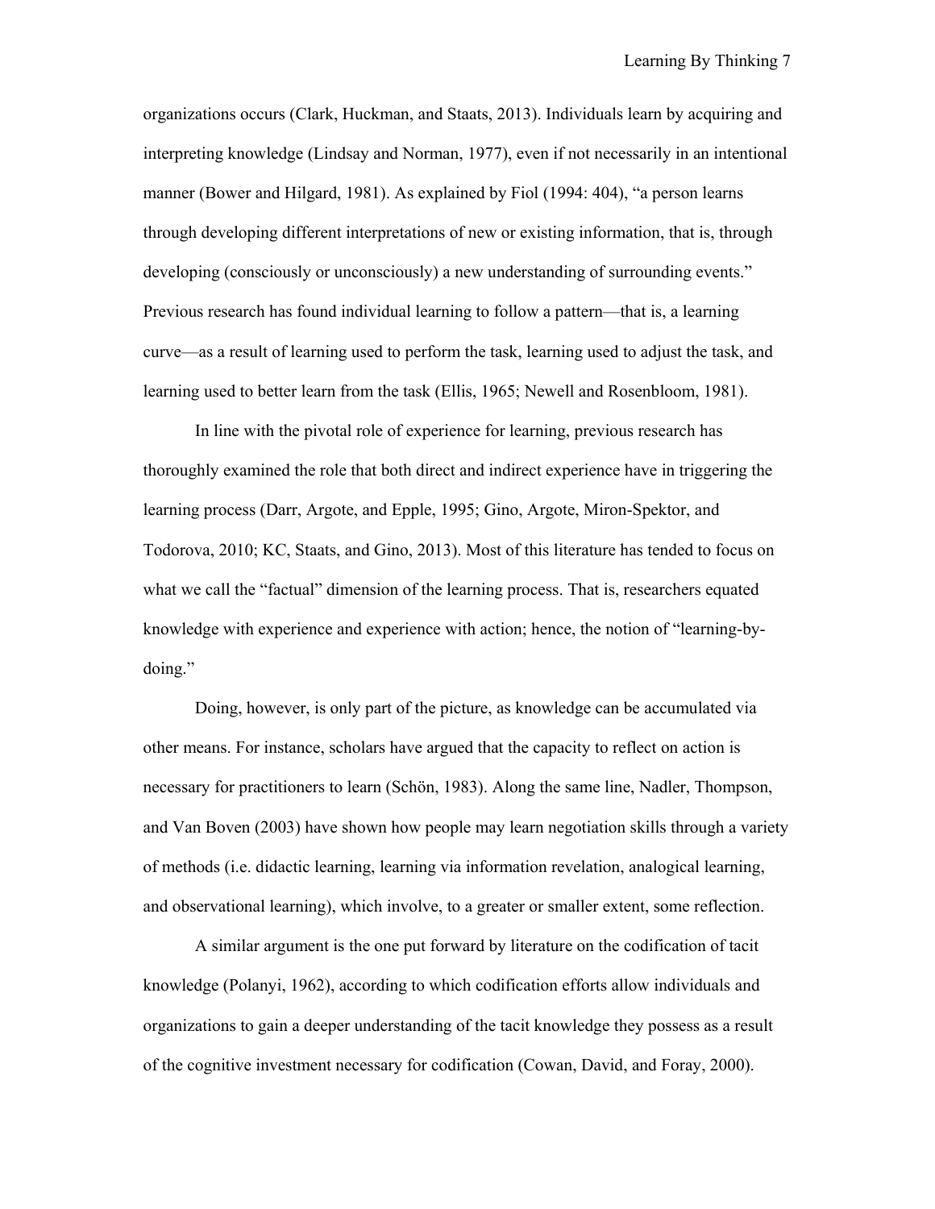organizations occurs (Clark, Huckman, and Staats, 2013). Individuals learn by acquiring and interpreting knowledge (Lindsay and Norman, 1977), even if not necessarily in an intentional manner (Bower and Hilgard, 1981). As explained by Fiol (1994: 404), "a person learns through developing different interpretations of new or existing information, that is, through developing (consciously or unconsciously) a new understanding of surrounding events." Previous research has found individual learning to follow a pattern—that is, a learning curve—as a result of learning used to perform the task, learning used to adjust the task, and learning used to better learn from the task (Ellis, 1965; Newell and Rosenbloom, 1981).

In line with the pivotal role of experience for learning, previous research has thoroughly examined the role that both direct and indirect experience have in triggering the learning process (Darr, Argote, and Epple, 1995; Gino, Argote, Miron-Spektor, and Todorova, 2010; KC, Staats, and Gino, 2013). Most of this literature has tended to focus on what we call the "factual" dimension of the learning process. That is, researchers equated knowledge with experience and experience with action; hence, the notion of "learning-by-doing."

Doing, however, is only part of the picture, as knowledge can be accumulated via other means. For instance, scholars have argued that the capacity to reflect on action is necessary for practitioners to learn (Schön, 1983). Along the same line, Nadler, Thompson, and Van Boven (2003) have shown how people may learn negotiation skills through a variety of methods (i.e. didactic learning, learning via information revelation, analogical learning, and observational learning), which involve, to a greater or smaller extent, some reflection.

A similar argument is the one put forward by literature on the codification of tacit knowledge (Polanyi, 1962), according to which codification efforts allow individuals and organizations to gain a deeper understanding of the tacit knowledge they possess as a result of the cognitive investment necessary for codification (Cowan, David, and Foray, 2000).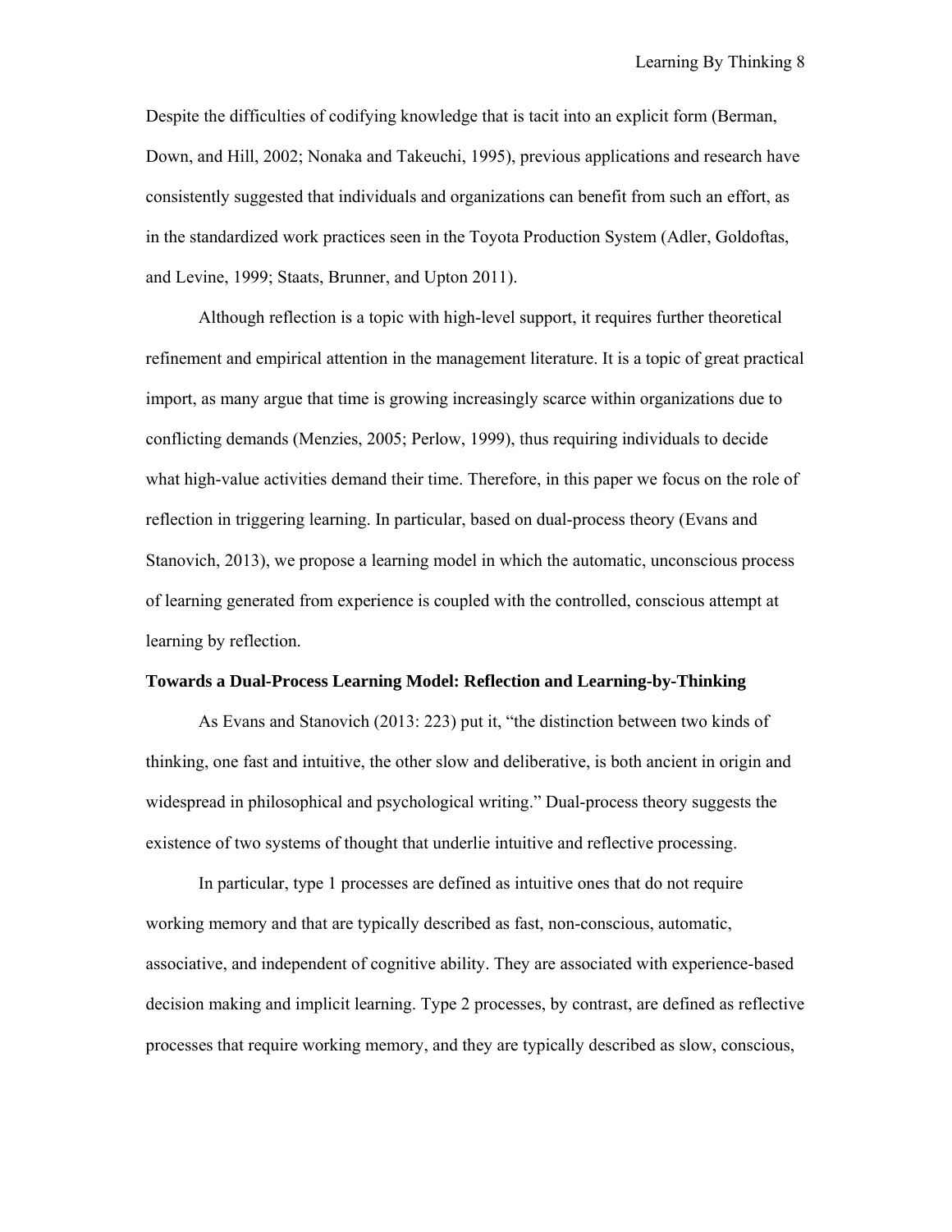Despite the difficulties of codifying knowledge that is tacit into an explicit form (Berman, Down, and Hill, 2002; Nonaka and Takeuchi, 1995), previous applications and research have consistently suggested that individuals and organizations can benefit from such an effort, as in the standardized work practices seen in the Toyota Production System (Adler, Goldoftas, and Levine, 1999; Staats, Brunner, and Upton 2011).

Although reflection is a topic with high-level support, it requires further theoretical refinement and empirical attention in the management literature. It is a topic of great practical import, as many argue that time is growing increasingly scarce within organizations due to conflicting demands (Menzies, 2005; Perlow, 1999), thus requiring individuals to decide what high-value activities demand their time. Therefore, in this paper we focus on the role of reflection in triggering learning. In particular, based on dual-process theory (Evans and Stanovich, 2013), we propose a learning model in which the automatic, unconscious process of learning generated from experience is coupled with the controlled, conscious attempt at learning by reflection.

## Towards a Dual-Process Learning Model: Reflection and Learning-by-Thinking

As Evans and Stanovich (2013: 223) put it, "the distinction between two kinds of thinking, one fast and intuitive, the other slow and deliberative, is both ancient in origin and widespread in philosophical and psychological writing." Dual-process theory suggests the existence of two systems of thought that underlie intuitive and reflective processing.

In particular, type 1 processes are defined as intuitive ones that do not require working memory and that are typically described as fast, non-conscious, automatic, associative, and independent of cognitive ability. They are associated with experience-based decision making and implicit learning. Type 2 processes, by contrast, are defined as reflective processes that require working memory, and they are typically described as slow, conscious,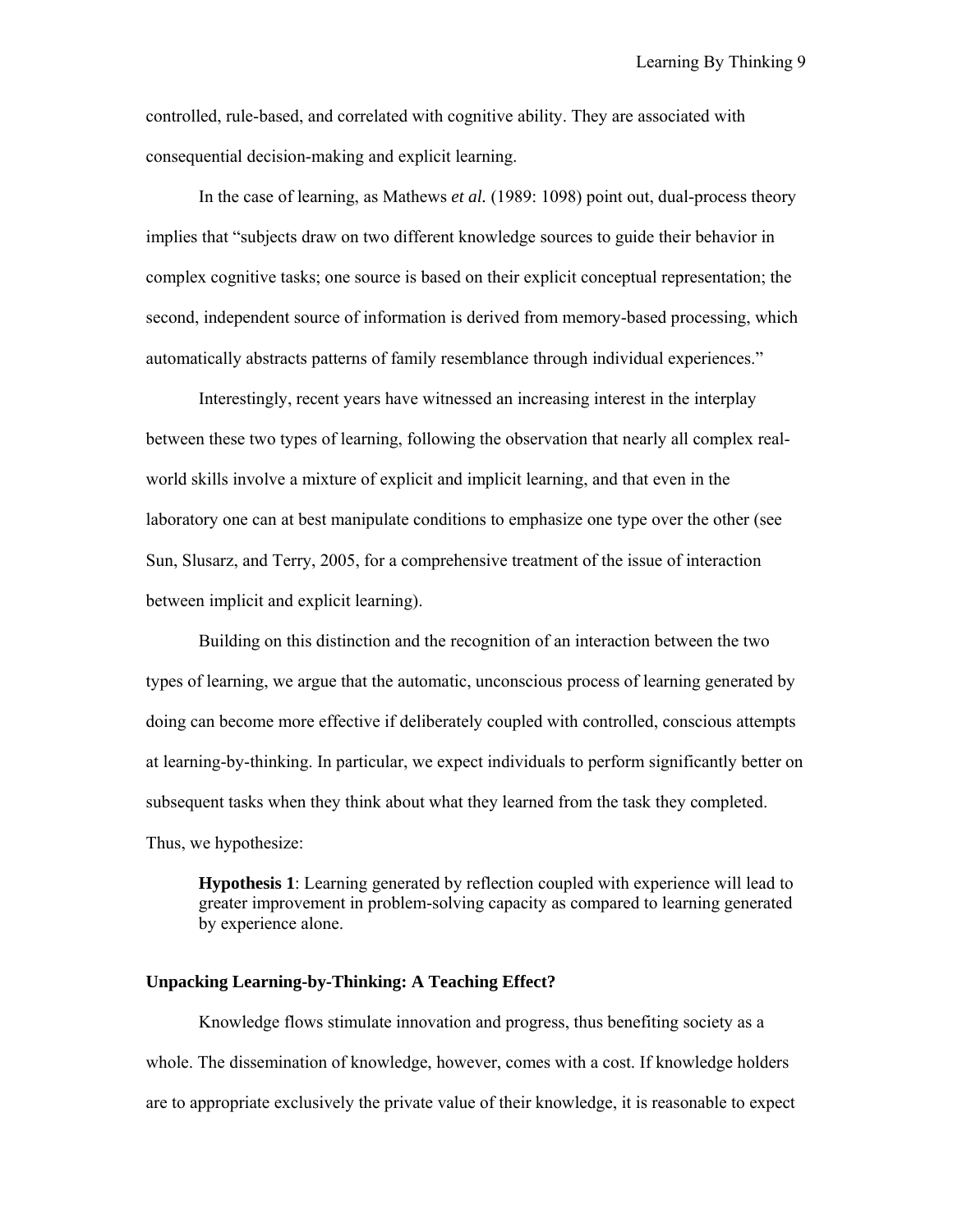controlled, rule-based, and correlated with cognitive ability. They are associated with consequential decision-making and explicit learning.

In the case of learning, as Mathews *et al.* (1989: 1098) point out, dual-process theory implies that "subjects draw on two different knowledge sources to guide their behavior in complex cognitive tasks; one source is based on their explicit conceptual representation; the second, independent source of information is derived from memory-based processing, which automatically abstracts patterns of family resemblance through individual experiences."

Interestingly, recent years have witnessed an increasing interest in the interplay between these two types of learning, following the observation that nearly all complex real-world skills involve a mixture of explicit and implicit learning, and that even in the laboratory one can at best manipulate conditions to emphasize one type over the other (see Sun, Slusarz, and Terry, 2005, for a comprehensive treatment of the issue of interaction between implicit and explicit learning).

Building on this distinction and the recognition of an interaction between the two types of learning, we argue that the automatic, unconscious process of learning generated by doing can become more effective if deliberately coupled with controlled, conscious attempts at learning-by-thinking. In particular, we expect individuals to perform significantly better on subsequent tasks when they think about what they learned from the task they completed. Thus, we hypothesize:

> **Hypothesis 1**: Learning generated by reflection coupled with experience will lead to greater improvement in problem-solving capacity as compared to learning generated by experience alone.

### Unpacking Learning-by-Thinking: A Teaching Effect?

Knowledge flows stimulate innovation and progress, thus benefiting society as a whole. The dissemination of knowledge, however, comes with a cost. If knowledge holders are to appropriate exclusively the private value of their knowledge, it is reasonable to expect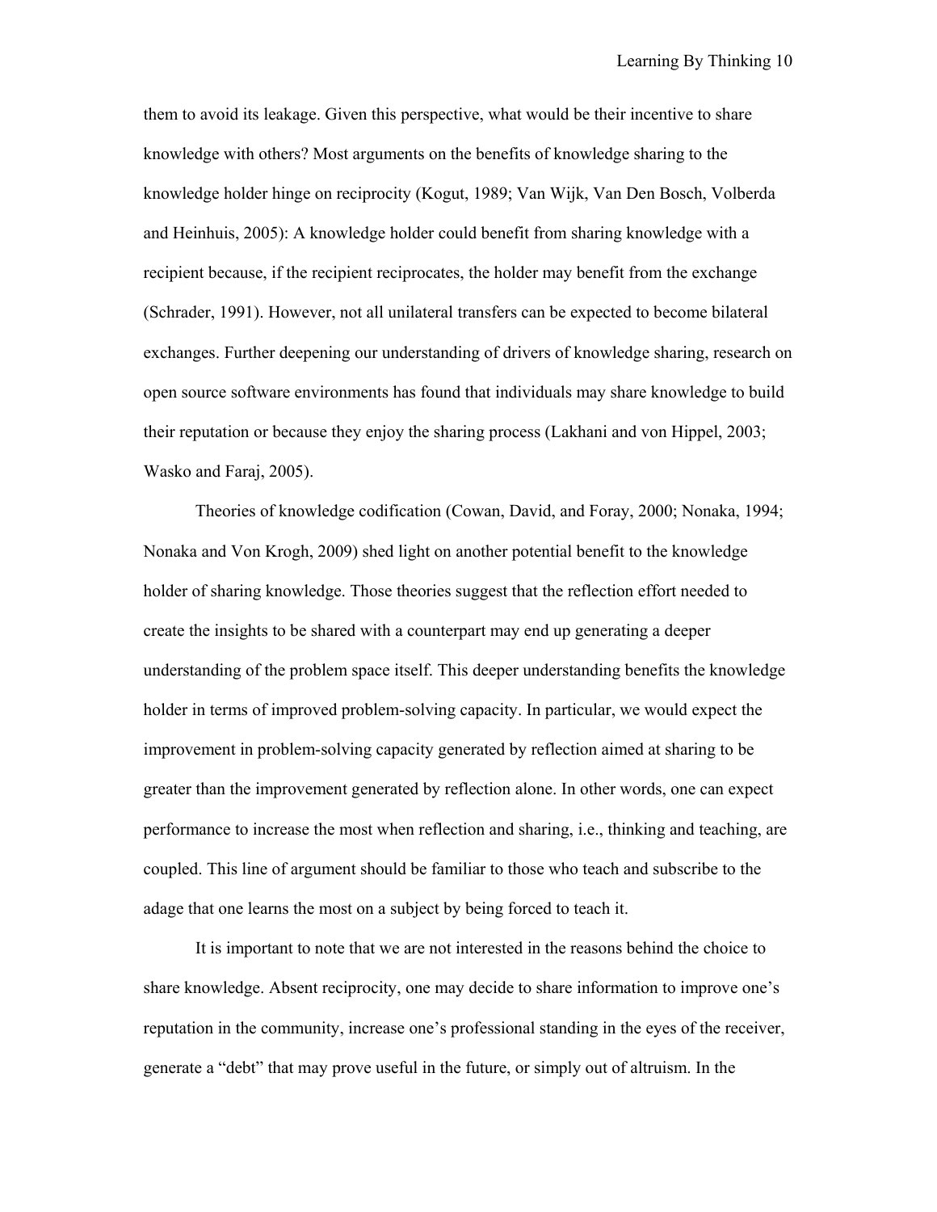them to avoid its leakage. Given this perspective, what would be their incentive to share knowledge with others? Most arguments on the benefits of knowledge sharing to the knowledge holder hinge on reciprocity (Kogut, 1989; Van Wijk, Van Den Bosch, Volberda and Heinhuis, 2005): A knowledge holder could benefit from sharing knowledge with a recipient because, if the recipient reciprocates, the holder may benefit from the exchange (Schrader, 1991). However, not all unilateral transfers can be expected to become bilateral exchanges. Further deepening our understanding of drivers of knowledge sharing, research on open source software environments has found that individuals may share knowledge to build their reputation or because they enjoy the sharing process (Lakhani and von Hippel, 2003; Wasko and Faraj, 2005).

Theories of knowledge codification (Cowan, David, and Foray, 2000; Nonaka, 1994; Nonaka and Von Krogh, 2009) shed light on another potential benefit to the knowledge holder of sharing knowledge. Those theories suggest that the reflection effort needed to create the insights to be shared with a counterpart may end up generating a deeper understanding of the problem space itself. This deeper understanding benefits the knowledge holder in terms of improved problem-solving capacity. In particular, we would expect the improvement in problem-solving capacity generated by reflection aimed at sharing to be greater than the improvement generated by reflection alone. In other words, one can expect performance to increase the most when reflection and sharing, i.e., thinking and teaching, are coupled. This line of argument should be familiar to those who teach and subscribe to the adage that one learns the most on a subject by being forced to teach it.

It is important to note that we are not interested in the reasons behind the choice to share knowledge. Absent reciprocity, one may decide to share information to improve one's reputation in the community, increase one's professional standing in the eyes of the receiver, generate a "debt" that may prove useful in the future, or simply out of altruism. In the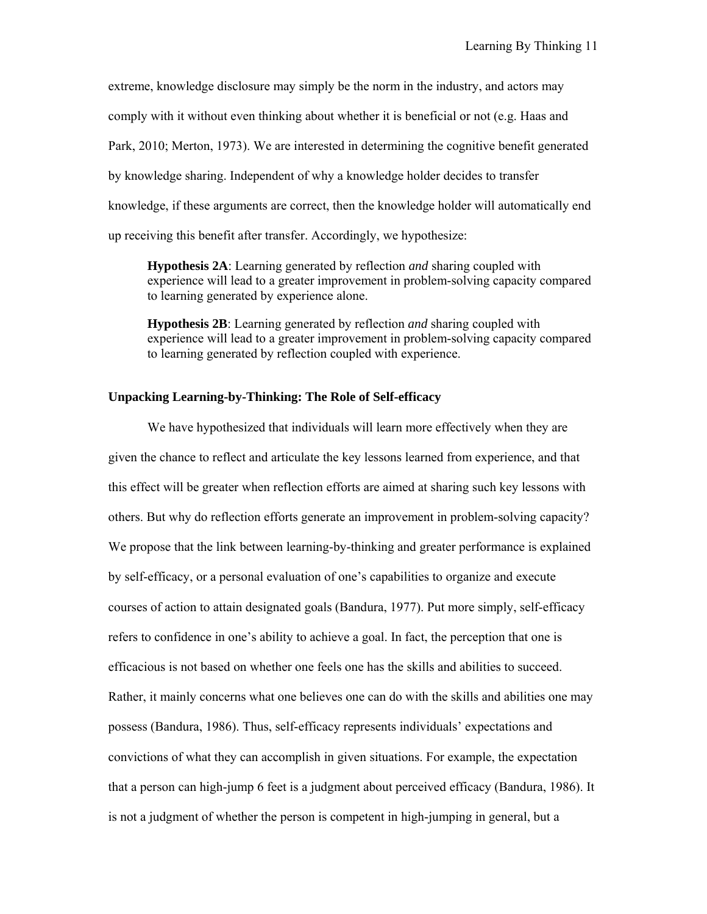extreme, knowledge disclosure may simply be the norm in the industry, and actors may comply with it without even thinking about whether it is beneficial or not (e.g. Haas and Park, 2010; Merton, 1973). We are interested in determining the cognitive benefit generated by knowledge sharing. Independent of why a knowledge holder decides to transfer knowledge, if these arguments are correct, then the knowledge holder will automatically end up receiving this benefit after transfer. Accordingly, we hypothesize:

> **Hypothesis 2A**: Learning generated by reflection *and* sharing coupled with experience will lead to a greater improvement in problem-solving capacity compared to learning generated by experience alone.

> **Hypothesis 2B**: Learning generated by reflection *and* sharing coupled with experience will lead to a greater improvement in problem-solving capacity compared to learning generated by reflection coupled with experience.

### Unpacking Learning-by-Thinking: The Role of Self-efficacy

We have hypothesized that individuals will learn more effectively when they are given the chance to reflect and articulate the key lessons learned from experience, and that this effect will be greater when reflection efforts are aimed at sharing such key lessons with others. But why do reflection efforts generate an improvement in problem-solving capacity? We propose that the link between learning-by-thinking and greater performance is explained by self-efficacy, or a personal evaluation of one's capabilities to organize and execute courses of action to attain designated goals (Bandura, 1977). Put more simply, self-efficacy refers to confidence in one's ability to achieve a goal. In fact, the perception that one is efficacious is not based on whether one feels one has the skills and abilities to succeed. Rather, it mainly concerns what one believes one can do with the skills and abilities one may possess (Bandura, 1986). Thus, self-efficacy represents individuals' expectations and convictions of what they can accomplish in given situations. For example, the expectation that a person can high-jump 6 feet is a judgment about perceived efficacy (Bandura, 1986). It is not a judgment of whether the person is competent in high-jumping in general, but a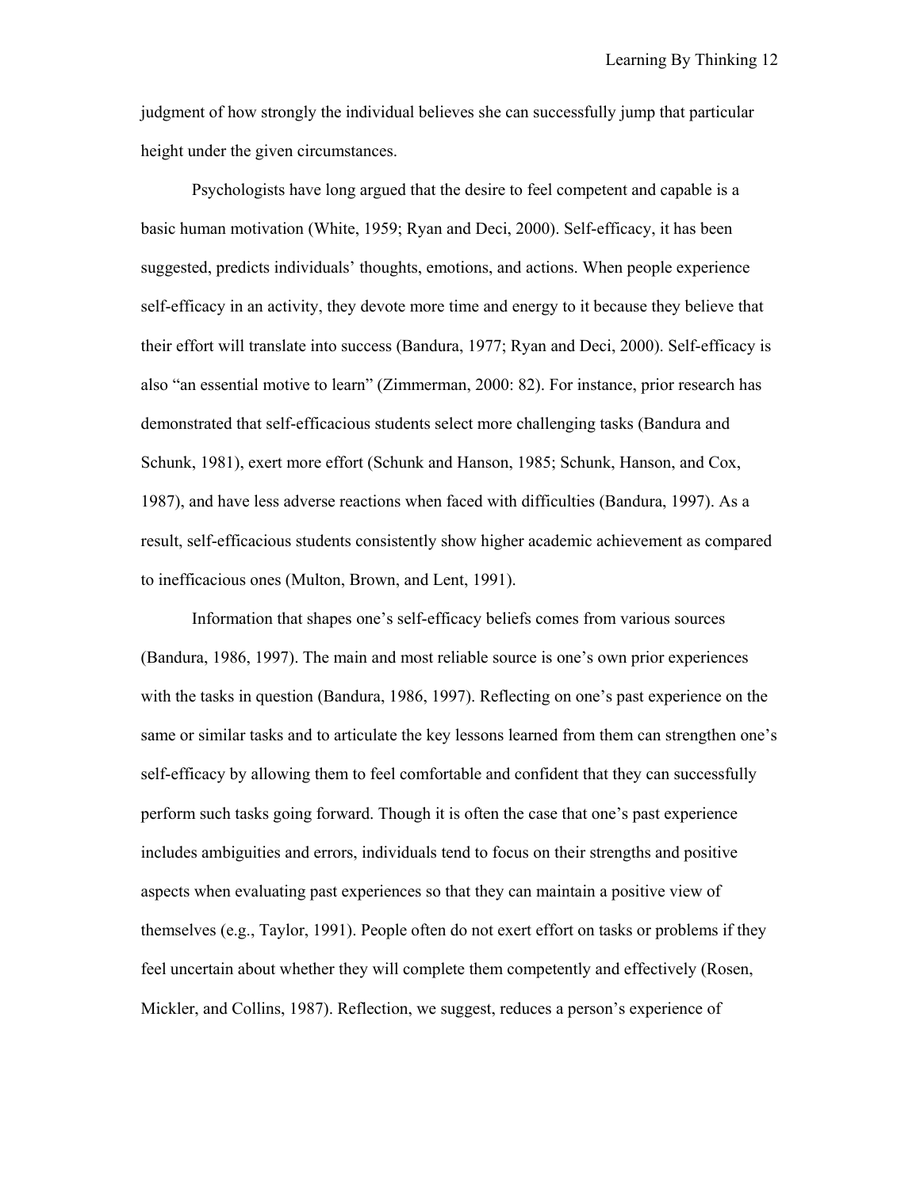judgment of how strongly the individual believes she can successfully jump that particular height under the given circumstances.

Psychologists have long argued that the desire to feel competent and capable is a basic human motivation (White, 1959; Ryan and Deci, 2000). Self-efficacy, it has been suggested, predicts individuals' thoughts, emotions, and actions. When people experience self-efficacy in an activity, they devote more time and energy to it because they believe that their effort will translate into success (Bandura, 1977; Ryan and Deci, 2000). Self-efficacy is also "an essential motive to learn" (Zimmerman, 2000: 82). For instance, prior research has demonstrated that self-efficacious students select more challenging tasks (Bandura and Schunk, 1981), exert more effort (Schunk and Hanson, 1985; Schunk, Hanson, and Cox, 1987), and have less adverse reactions when faced with difficulties (Bandura, 1997). As a result, self-efficacious students consistently show higher academic achievement as compared to inefficacious ones (Multon, Brown, and Lent, 1991).

Information that shapes one's self-efficacy beliefs comes from various sources (Bandura, 1986, 1997). The main and most reliable source is one's own prior experiences with the tasks in question (Bandura, 1986, 1997). Reflecting on one's past experience on the same or similar tasks and to articulate the key lessons learned from them can strengthen one's self-efficacy by allowing them to feel comfortable and confident that they can successfully perform such tasks going forward. Though it is often the case that one's past experience includes ambiguities and errors, individuals tend to focus on their strengths and positive aspects when evaluating past experiences so that they can maintain a positive view of themselves (e.g., Taylor, 1991). People often do not exert effort on tasks or problems if they feel uncertain about whether they will complete them competently and effectively (Rosen, Mickler, and Collins, 1987). Reflection, we suggest, reduces a person's experience of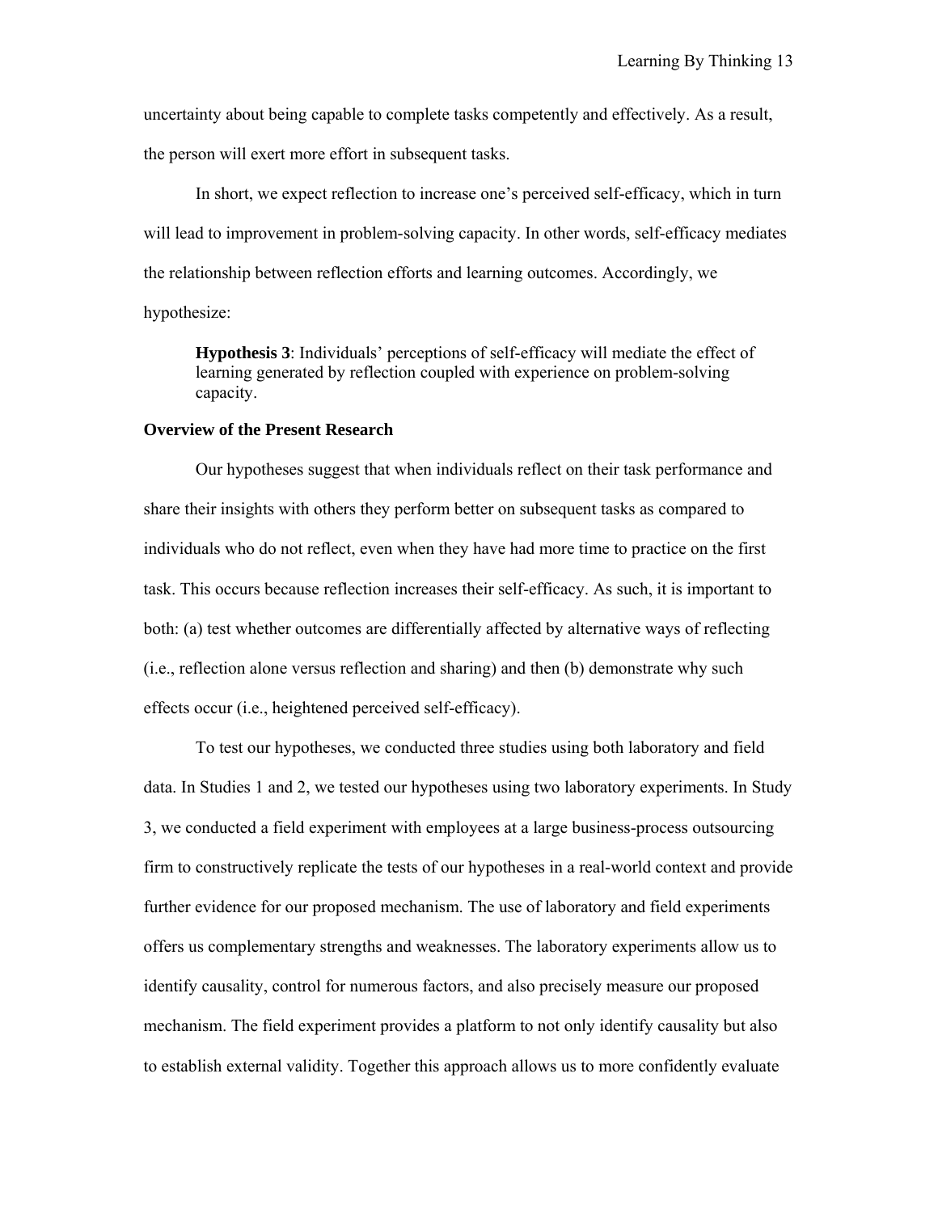uncertainty about being capable to complete tasks competently and effectively. As a result, the person will exert more effort in subsequent tasks.

In short, we expect reflection to increase one's perceived self-efficacy, which in turn will lead to improvement in problem-solving capacity. In other words, self-efficacy mediates the relationship between reflection efforts and learning outcomes. Accordingly, we hypothesize:

> **Hypothesis 3**: Individuals' perceptions of self-efficacy will mediate the effect of learning generated by reflection coupled with experience on problem-solving capacity.

### Overview of the Present Research

Our hypotheses suggest that when individuals reflect on their task performance and share their insights with others they perform better on subsequent tasks as compared to individuals who do not reflect, even when they have had more time to practice on the first task. This occurs because reflection increases their self-efficacy. As such, it is important to both: (a) test whether outcomes are differentially affected by alternative ways of reflecting (i.e., reflection alone versus reflection and sharing) and then (b) demonstrate why such effects occur (i.e., heightened perceived self-efficacy).

To test our hypotheses, we conducted three studies using both laboratory and field data. In Studies 1 and 2, we tested our hypotheses using two laboratory experiments. In Study 3, we conducted a field experiment with employees at a large business-process outsourcing firm to constructively replicate the tests of our hypotheses in a real-world context and provide further evidence for our proposed mechanism. The use of laboratory and field experiments offers us complementary strengths and weaknesses. The laboratory experiments allow us to identify causality, control for numerous factors, and also precisely measure our proposed mechanism. The field experiment provides a platform to not only identify causality but also to establish external validity. Together this approach allows us to more confidently evaluate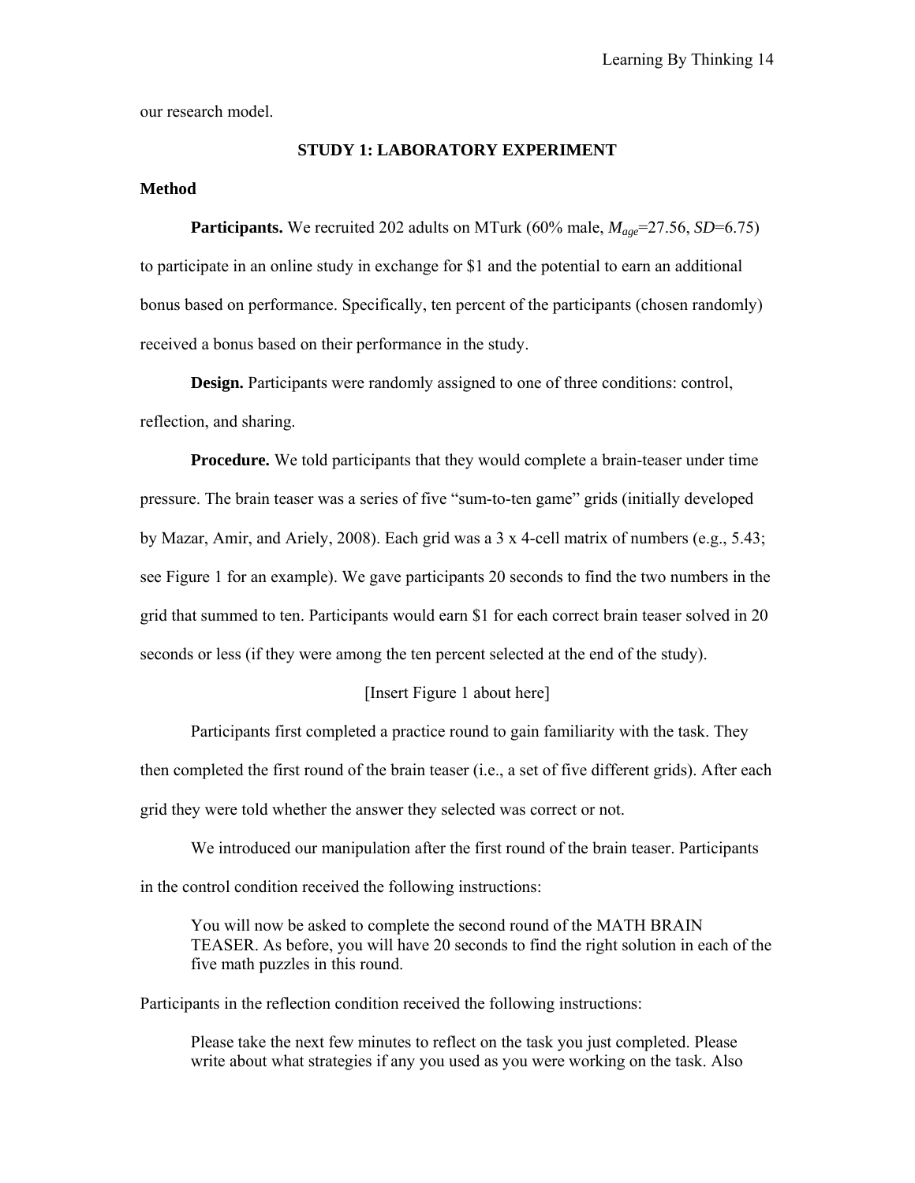our research model.

## STUDY 1: LABORATORY EXPERIMENT

### Method

**Participants.** We recruited 202 adults on MTurk (60% male, $M_{age}$=27.56, *SD*=6.75) to participate in an online study in exchange for $1 and the potential to earn an additional bonus based on performance. Specifically, ten percent of the participants (chosen randomly) received a bonus based on their performance in the study.

**Design.** Participants were randomly assigned to one of three conditions: control, reflection, and sharing.

**Procedure.** We told participants that they would complete a brain-teaser under time pressure. The brain teaser was a series of five "sum-to-ten game" grids (initially developed by Mazar, Amir, and Ariely, 2008). Each grid was a 3 x 4-cell matrix of numbers (e.g., 5.43; see Figure 1 for an example). We gave participants 20 seconds to find the two numbers in the grid that summed to ten. Participants would earn $1 for each correct brain teaser solved in 20 seconds or less (if they were among the ten percent selected at the end of the study).

[Insert Figure 1 about here]

Participants first completed a practice round to gain familiarity with the task. They then completed the first round of the brain teaser (i.e., a set of five different grids). After each grid they were told whether the answer they selected was correct or not.

We introduced our manipulation after the first round of the brain teaser. Participants in the control condition received the following instructions:

> You will now be asked to complete the second round of the MATH BRAIN TEASER. As before, you will have 20 seconds to find the right solution in each of the five math puzzles in this round.

Participants in the reflection condition received the following instructions:

> Please take the next few minutes to reflect on the task you just completed. Please write about what strategies if any you used as you were working on the task. Also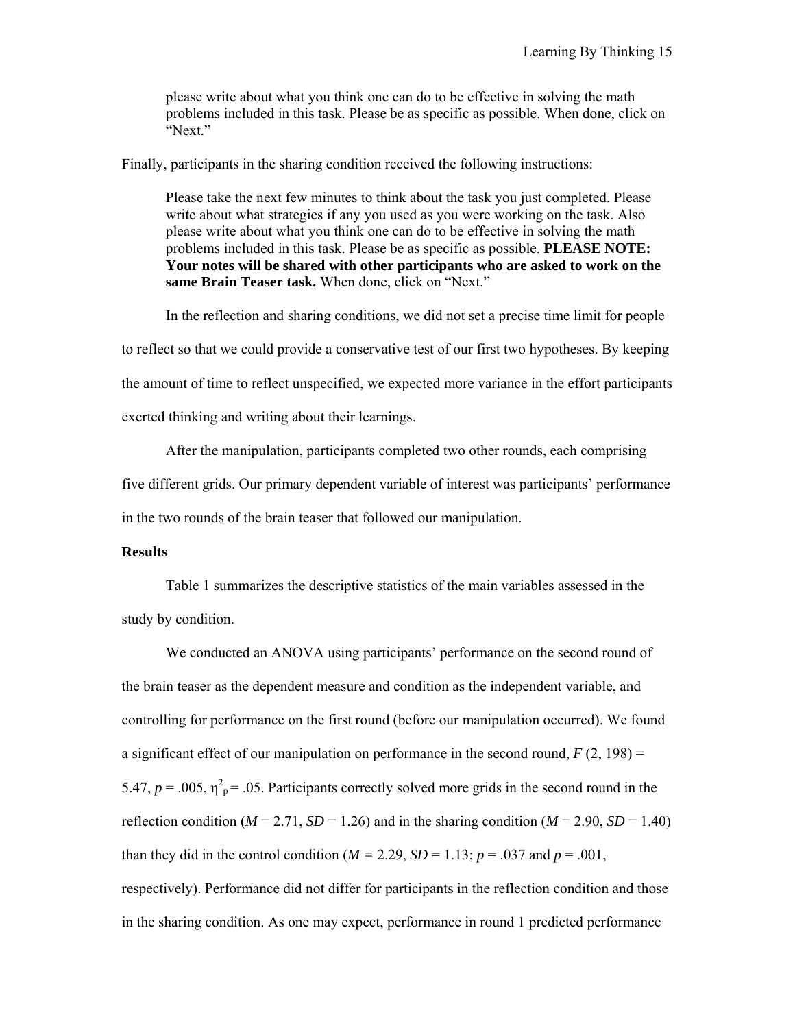> please write about what you think one can do to be effective in solving the math problems included in this task. Please be as specific as possible. When done, click on "Next."

Finally, participants in the sharing condition received the following instructions:

> Please take the next few minutes to think about the task you just completed. Please write about what strategies if any you used as you were working on the task. Also please write about what you think one can do to be effective in solving the math problems included in this task. Please be as specific as possible. **PLEASE NOTE: Your notes will be shared with other participants who are asked to work on the same Brain Teaser task.** When done, click on "Next."

In the reflection and sharing conditions, we did not set a precise time limit for people to reflect so that we could provide a conservative test of our first two hypotheses. By keeping the amount of time to reflect unspecified, we expected more variance in the effort participants exerted thinking and writing about their learnings.

After the manipulation, participants completed two other rounds, each comprising five different grids. Our primary dependent variable of interest was participants' performance in the two rounds of the brain teaser that followed our manipulation.

**Results**

Table 1 summarizes the descriptive statistics of the main variables assessed in the study by condition.

We conducted an ANOVA using participants' performance on the second round of the brain teaser as the dependent measure and condition as the independent variable, and controlling for performance on the first round (before our manipulation occurred). We found a significant effect of our manipulation on performance in the second round, $F(2, 198) = 5.47$, $p = .005$, $\eta^2_p = .05$. Participants correctly solved more grids in the second round in the reflection condition ($M = 2.71$, $SD = 1.26$) and in the sharing condition ($M = 2.90$, $SD = 1.40$) than they did in the control condition ($M = 2.29$, $SD = 1.13$; $p = .037$ and $p = .001$, respectively). Performance did not differ for participants in the reflection condition and those in the sharing condition. As one may expect, performance in round 1 predicted performance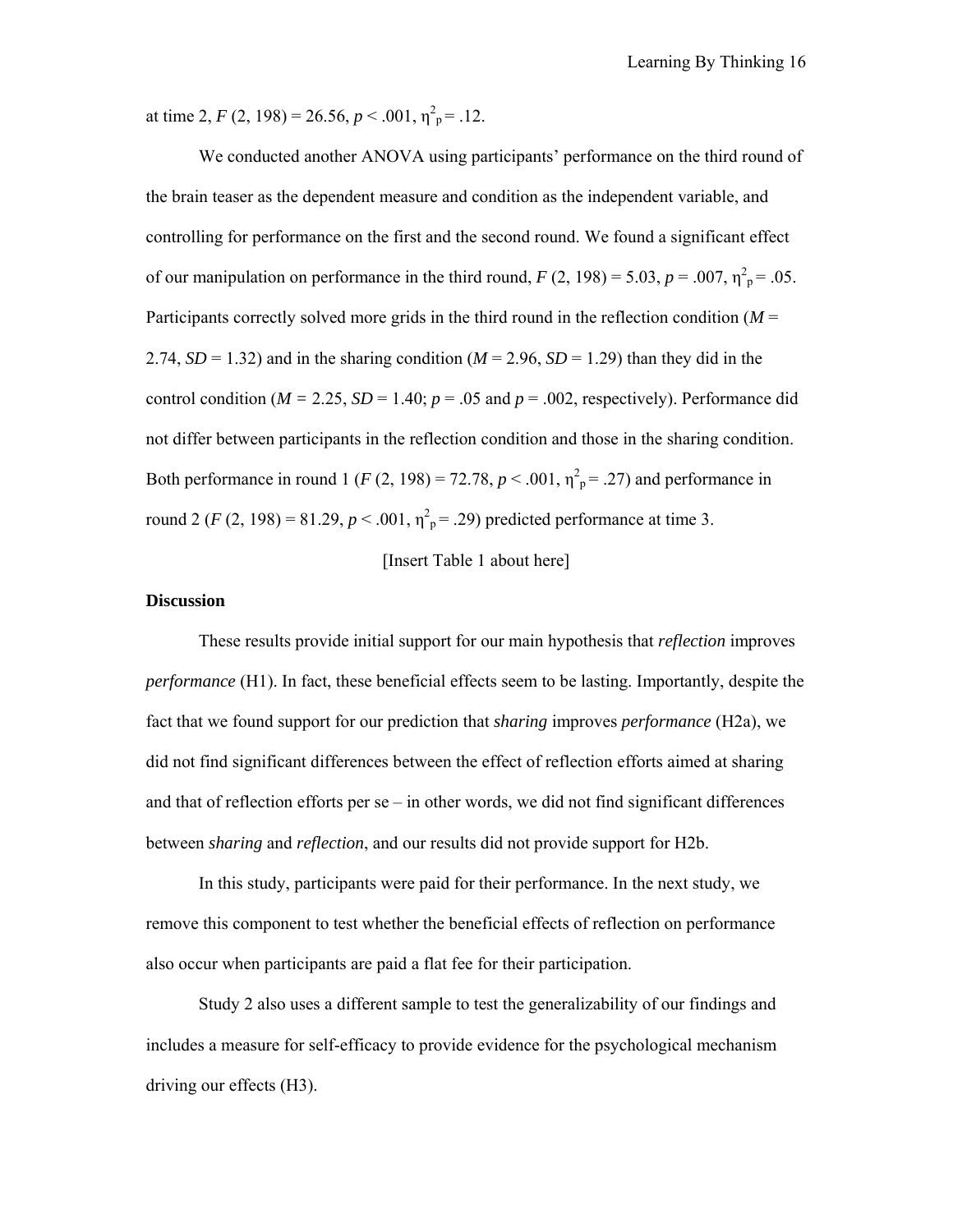at time 2, $F$ (2, 198) = 26.56, $p$ < .001, $\eta^2_p$ = .12.

We conducted another ANOVA using participants' performance on the third round of the brain teaser as the dependent measure and condition as the independent variable, and controlling for performance on the first and the second round. We found a significant effect of our manipulation on performance in the third round, $F$ (2, 198) = 5.03, $p$ = .007, $\eta^2_p$ = .05. Participants correctly solved more grids in the third round in the reflection condition ($M$ = 2.74, $SD$ = 1.32) and in the sharing condition ($M$ = 2.96, $SD$ = 1.29) than they did in the control condition ($M$ = 2.25, $SD$ = 1.40; $p$ = .05 and $p$ = .002, respectively). Performance did not differ between participants in the reflection condition and those in the sharing condition. Both performance in round 1 ($F$ (2, 198) = 72.78, $p$ < .001, $\eta^2_p$ = .27) and performance in round 2 ($F$ (2, 198) = 81.29, $p$ < .001, $\eta^2_p$ = .29) predicted performance at time 3.

[Insert Table 1 about here]

**Discussion**

These results provide initial support for our main hypothesis that *reflection* improves *performance* (H1). In fact, these beneficial effects seem to be lasting. Importantly, despite the fact that we found support for our prediction that *sharing* improves *performance* (H2a), we did not find significant differences between the effect of reflection efforts aimed at sharing and that of reflection efforts per se – in other words, we did not find significant differences between *sharing* and *reflection*, and our results did not provide support for H2b.

In this study, participants were paid for their performance. In the next study, we remove this component to test whether the beneficial effects of reflection on performance also occur when participants are paid a flat fee for their participation.

Study 2 also uses a different sample to test the generalizability of our findings and includes a measure for self-efficacy to provide evidence for the psychological mechanism driving our effects (H3).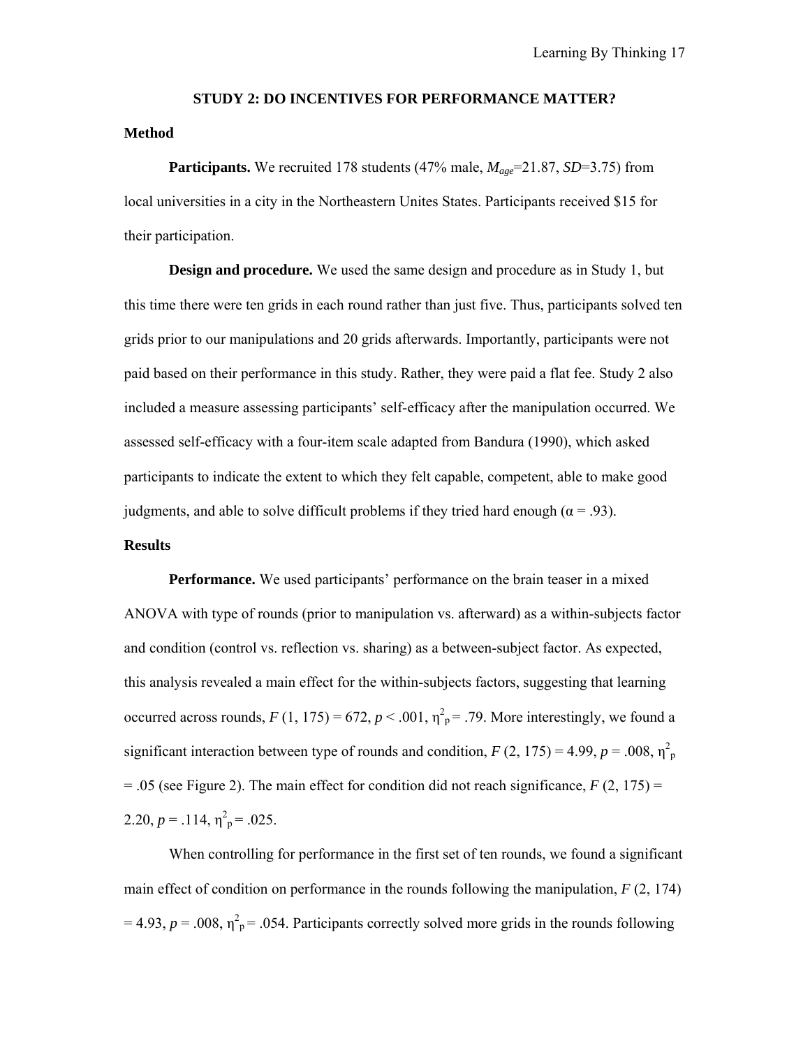## STUDY 2: DO INCENTIVES FOR PERFORMANCE MATTER?

### Method

**Participants.** We recruited 178 students (47% male, $M_{age}$=21.87, $SD$=3.75) from local universities in a city in the Northeastern Unites States. Participants received $15 for their participation.

**Design and procedure.** We used the same design and procedure as in Study 1, but this time there were ten grids in each round rather than just five. Thus, participants solved ten grids prior to our manipulations and 20 grids afterwards. Importantly, participants were not paid based on their performance in this study. Rather, they were paid a flat fee. Study 2 also included a measure assessing participants' self-efficacy after the manipulation occurred. We assessed self-efficacy with a four-item scale adapted from Bandura (1990), which asked participants to indicate the extent to which they felt capable, competent, able to make good judgments, and able to solve difficult problems if they tried hard enough ($\alpha$ = .93).

### Results

**Performance.** We used participants' performance on the brain teaser in a mixed ANOVA with type of rounds (prior to manipulation vs. afterward) as a within-subjects factor and condition (control vs. reflection vs. sharing) as a between-subject factor. As expected, this analysis revealed a main effect for the within-subjects factors, suggesting that learning occurred across rounds, $F$ (1, 175) = 672, $p$ < .001, $\eta^2_p$ = .79. More interestingly, we found a significant interaction between type of rounds and condition, $F$ (2, 175) = 4.99, $p$ = .008, $\eta^2_p$ = .05 (see Figure 2). The main effect for condition did not reach significance, $F$ (2, 175) = 2.20, $p$ = .114, $\eta^2_p$ = .025.

When controlling for performance in the first set of ten rounds, we found a significant main effect of condition on performance in the rounds following the manipulation, $F$ (2, 174) = 4.93, $p$ = .008, $\eta^2_p$ = .054. Participants correctly solved more grids in the rounds following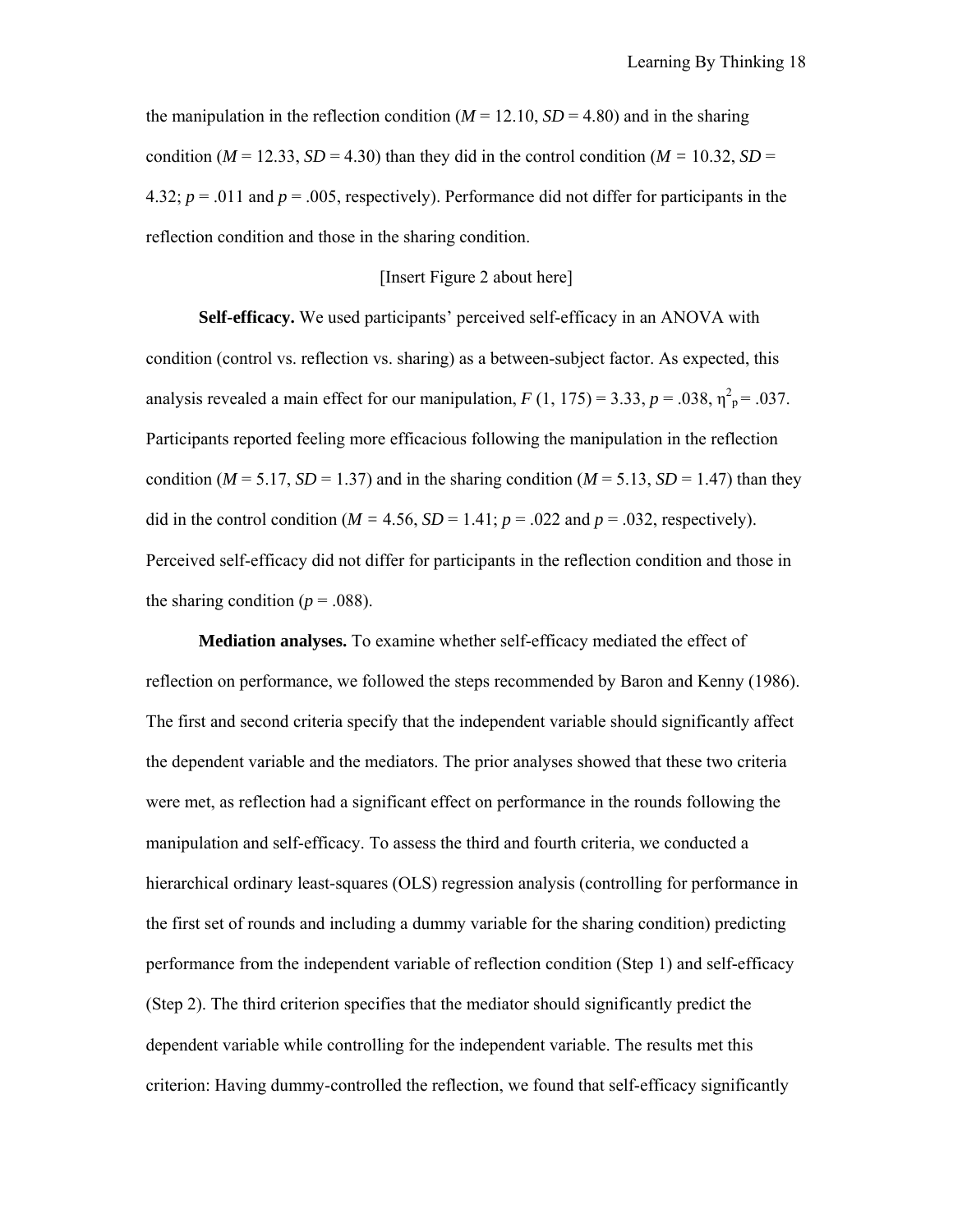the manipulation in the reflection condition ($M$ = 12.10, $SD$ = 4.80) and in the sharing condition ($M$ = 12.33, $SD$ = 4.30) than they did in the control condition ($M$ = 10.32, $SD$ = 4.32; $p$ = .011 and $p$ = .005, respectively). Performance did not differ for participants in the reflection condition and those in the sharing condition.

[Insert Figure 2 about here]

**Self-efficacy.** We used participants' perceived self-efficacy in an ANOVA with condition (control vs. reflection vs. sharing) as a between-subject factor. As expected, this analysis revealed a main effect for our manipulation, $F$ (1, 175) = 3.33, $p$ = .038, $\eta^2_p$ = .037. Participants reported feeling more efficacious following the manipulation in the reflection condition ($M$ = 5.17, $SD$ = 1.37) and in the sharing condition ($M$ = 5.13, $SD$ = 1.47) than they did in the control condition ($M$ = 4.56, $SD$ = 1.41; $p$ = .022 and $p$ = .032, respectively). Perceived self-efficacy did not differ for participants in the reflection condition and those in the sharing condition ($p$ = .088).

**Mediation analyses.** To examine whether self-efficacy mediated the effect of reflection on performance, we followed the steps recommended by Baron and Kenny (1986). The first and second criteria specify that the independent variable should significantly affect the dependent variable and the mediators. The prior analyses showed that these two criteria were met, as reflection had a significant effect on performance in the rounds following the manipulation and self-efficacy. To assess the third and fourth criteria, we conducted a hierarchical ordinary least-squares (OLS) regression analysis (controlling for performance in the first set of rounds and including a dummy variable for the sharing condition) predicting performance from the independent variable of reflection condition (Step 1) and self-efficacy (Step 2). The third criterion specifies that the mediator should significantly predict the dependent variable while controlling for the independent variable. The results met this criterion: Having dummy-controlled the reflection, we found that self-efficacy significantly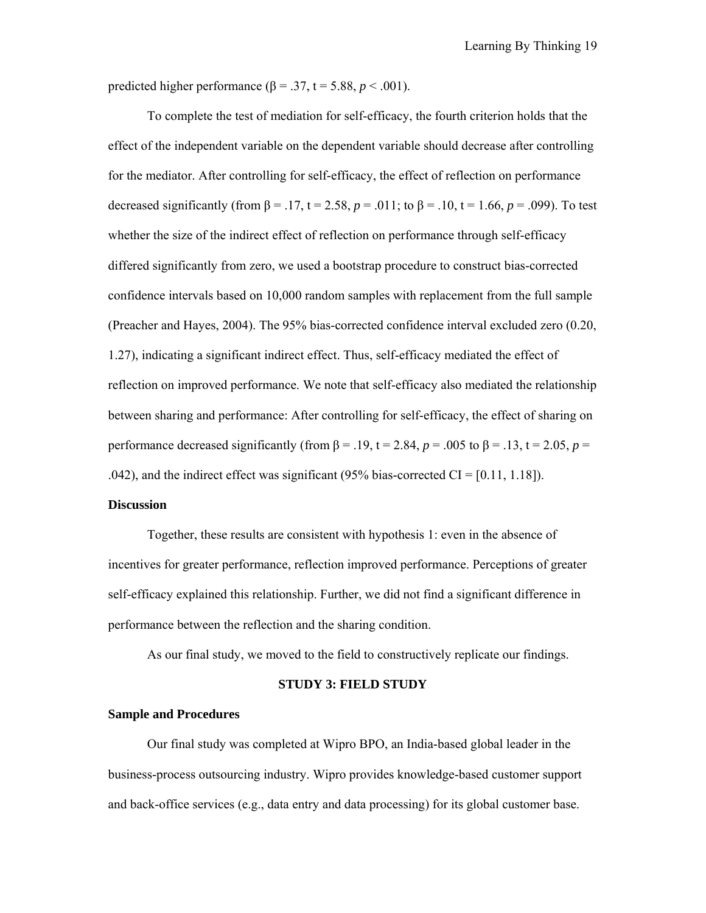predicted higher performance ($\beta = .37$, $t = 5.88$, $p < .001$).

To complete the test of mediation for self-efficacy, the fourth criterion holds that the effect of the independent variable on the dependent variable should decrease after controlling for the mediator. After controlling for self-efficacy, the effect of reflection on performance decreased significantly (from $\beta = .17$, $t = 2.58$, $p = .011$; to $\beta = .10$, $t = 1.66$, $p = .099$). To test whether the size of the indirect effect of reflection on performance through self-efficacy differed significantly from zero, we used a bootstrap procedure to construct bias-corrected confidence intervals based on 10,000 random samples with replacement from the full sample (Preacher and Hayes, 2004). The 95% bias-corrected confidence interval excluded zero (0.20, 1.27), indicating a significant indirect effect. Thus, self-efficacy mediated the effect of reflection on improved performance. We note that self-efficacy also mediated the relationship between sharing and performance: After controlling for self-efficacy, the effect of sharing on performance decreased significantly (from $\beta = .19$, $t = 2.84$, $p = .005$ to $\beta = .13$, $t = 2.05$, $p = .042$), and the indirect effect was significant (95% bias-corrected CI = [0.11, 1.18]).

### Discussion

Together, these results are consistent with hypothesis 1: even in the absence of incentives for greater performance, reflection improved performance. Perceptions of greater self-efficacy explained this relationship. Further, we did not find a significant difference in performance between the reflection and the sharing condition.

As our final study, we moved to the field to constructively replicate our findings.

## STUDY 3: FIELD STUDY

### Sample and Procedures

Our final study was completed at Wipro BPO, an India-based global leader in the business-process outsourcing industry. Wipro provides knowledge-based customer support and back-office services (e.g., data entry and data processing) for its global customer base.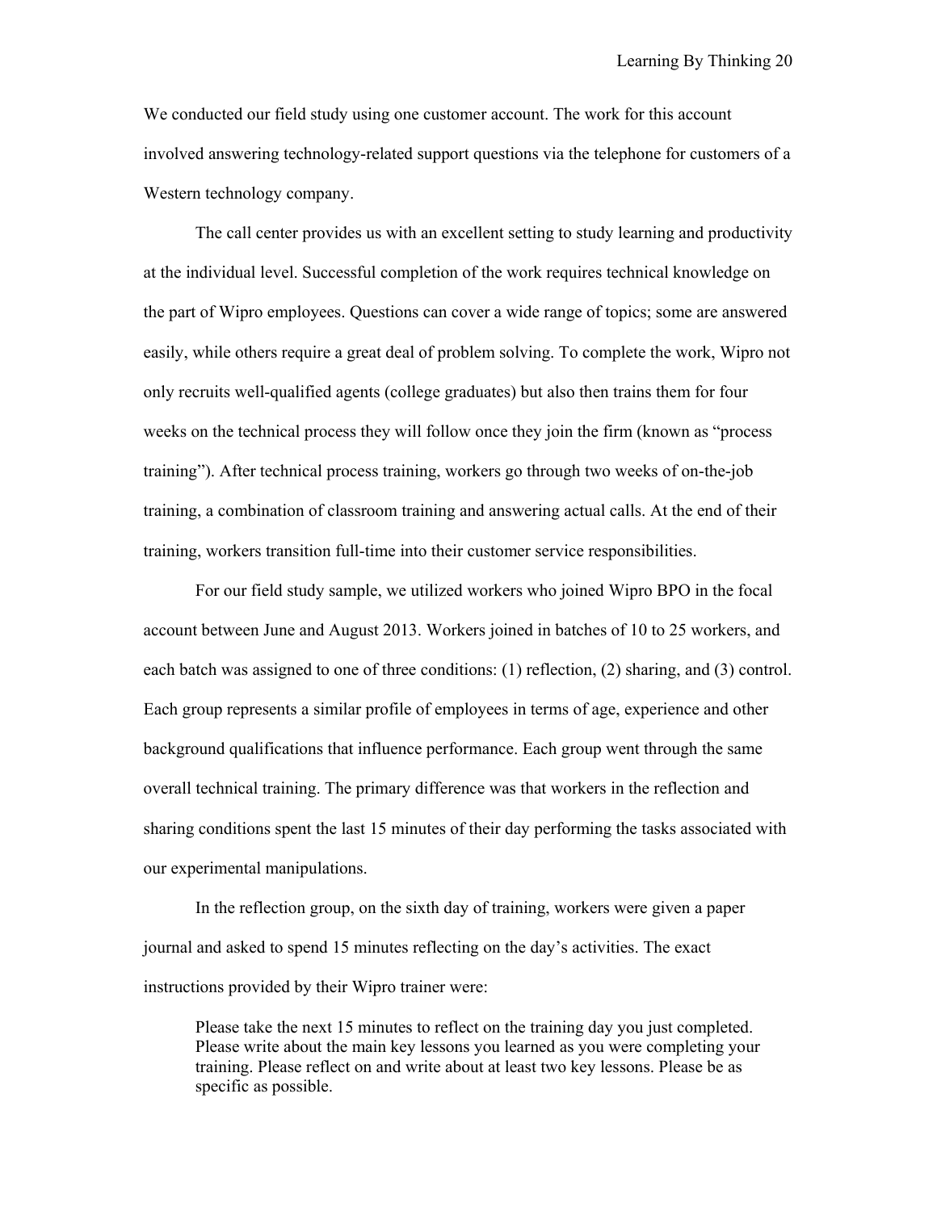We conducted our field study using one customer account. The work for this account involved answering technology-related support questions via the telephone for customers of a Western technology company.

The call center provides us with an excellent setting to study learning and productivity at the individual level. Successful completion of the work requires technical knowledge on the part of Wipro employees. Questions can cover a wide range of topics; some are answered easily, while others require a great deal of problem solving. To complete the work, Wipro not only recruits well-qualified agents (college graduates) but also then trains them for four weeks on the technical process they will follow once they join the firm (known as "process training"). After technical process training, workers go through two weeks of on-the-job training, a combination of classroom training and answering actual calls. At the end of their training, workers transition full-time into their customer service responsibilities.

For our field study sample, we utilized workers who joined Wipro BPO in the focal account between June and August 2013. Workers joined in batches of 10 to 25 workers, and each batch was assigned to one of three conditions: (1) reflection, (2) sharing, and (3) control. Each group represents a similar profile of employees in terms of age, experience and other background qualifications that influence performance. Each group went through the same overall technical training. The primary difference was that workers in the reflection and sharing conditions spent the last 15 minutes of their day performing the tasks associated with our experimental manipulations.

In the reflection group, on the sixth day of training, workers were given a paper journal and asked to spend 15 minutes reflecting on the day's activities. The exact instructions provided by their Wipro trainer were:

> Please take the next 15 minutes to reflect on the training day you just completed. Please write about the main key lessons you learned as you were completing your training. Please reflect on and write about at least two key lessons. Please be as specific as possible.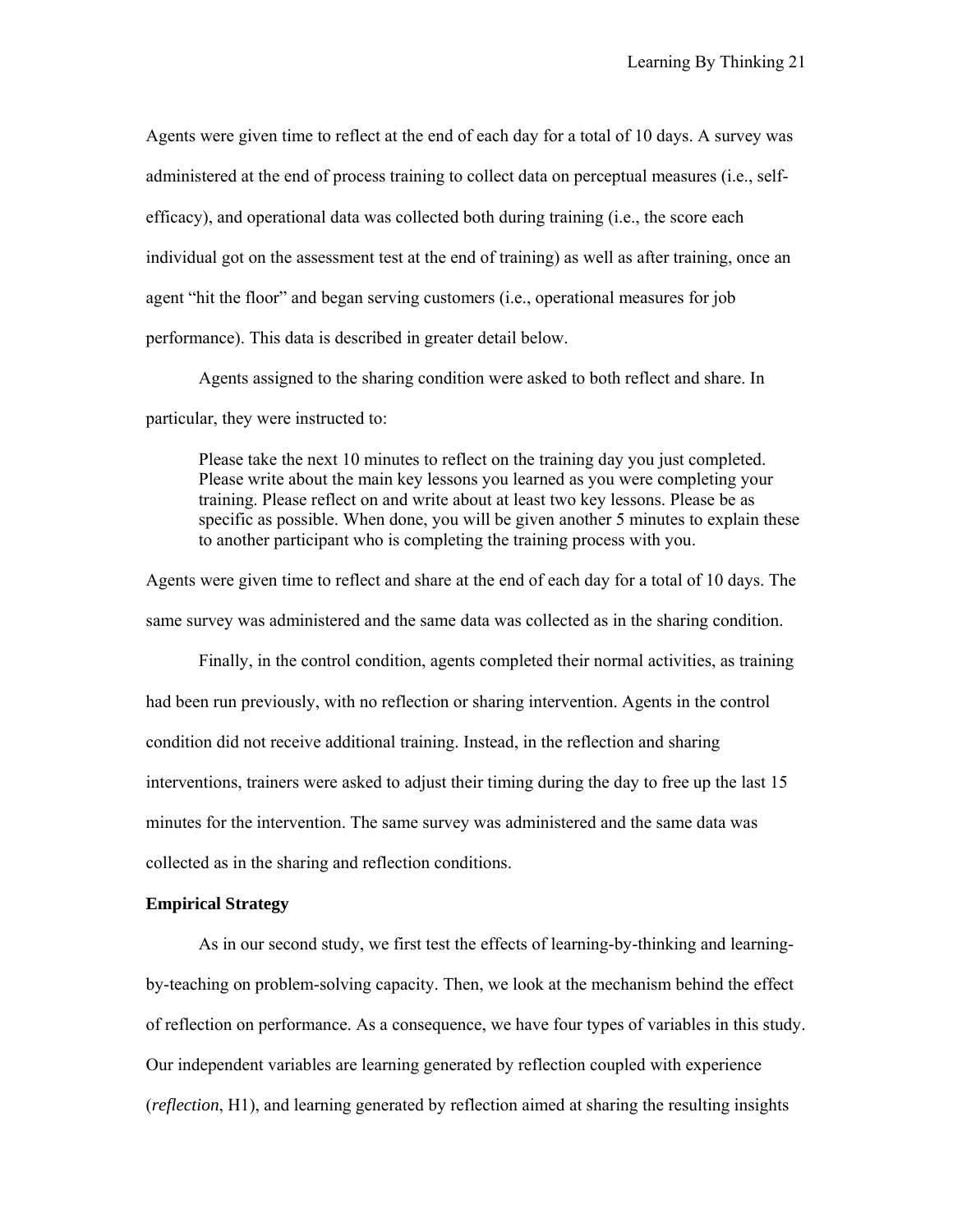Agents were given time to reflect at the end of each day for a total of 10 days. A survey was administered at the end of process training to collect data on perceptual measures (i.e., self-efficacy), and operational data was collected both during training (i.e., the score each individual got on the assessment test at the end of training) as well as after training, once an agent "hit the floor" and began serving customers (i.e., operational measures for job performance). This data is described in greater detail below.

Agents assigned to the sharing condition were asked to both reflect and share. In particular, they were instructed to:

> Please take the next 10 minutes to reflect on the training day you just completed. Please write about the main key lessons you learned as you were completing your training. Please reflect on and write about at least two key lessons. Please be as specific as possible. When done, you will be given another 5 minutes to explain these to another participant who is completing the training process with you.

Agents were given time to reflect and share at the end of each day for a total of 10 days. The same survey was administered and the same data was collected as in the sharing condition.

Finally, in the control condition, agents completed their normal activities, as training had been run previously, with no reflection or sharing intervention. Agents in the control condition did not receive additional training. Instead, in the reflection and sharing interventions, trainers were asked to adjust their timing during the day to free up the last 15 minutes for the intervention. The same survey was administered and the same data was collected as in the sharing and reflection conditions.

**Empirical Strategy**

As in our second study, we first test the effects of learning-by-thinking and learning-by-teaching on problem-solving capacity. Then, we look at the mechanism behind the effect of reflection on performance. As a consequence, we have four types of variables in this study. Our independent variables are learning generated by reflection coupled with experience (*reflection*, H1), and learning generated by reflection aimed at sharing the resulting insights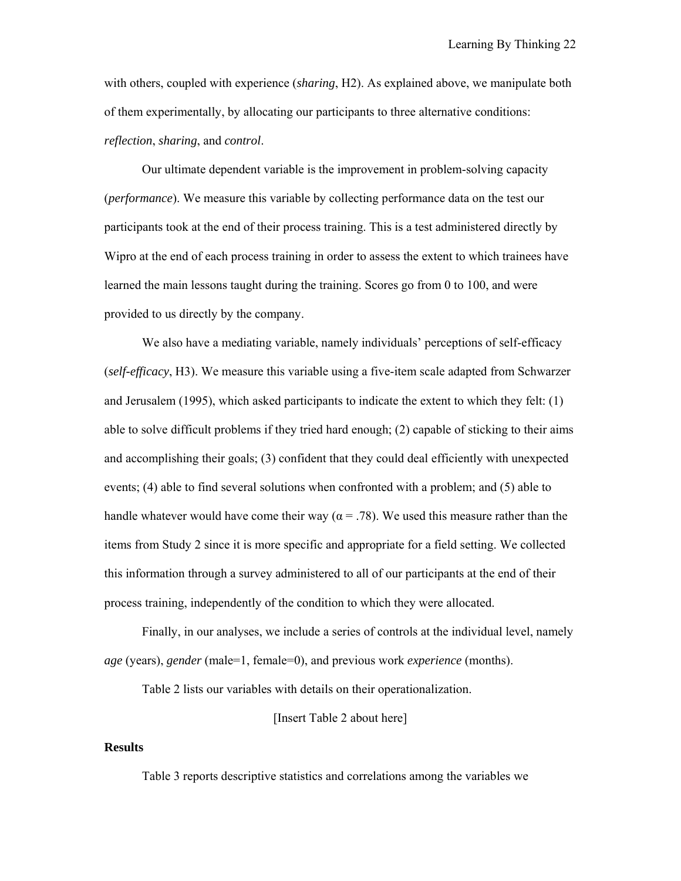with others, coupled with experience (*sharing*, H2). As explained above, we manipulate both of them experimentally, by allocating our participants to three alternative conditions: *reflection*, *sharing*, and *control*.

Our ultimate dependent variable is the improvement in problem-solving capacity (*performance*). We measure this variable by collecting performance data on the test our participants took at the end of their process training. This is a test administered directly by Wipro at the end of each process training in order to assess the extent to which trainees have learned the main lessons taught during the training. Scores go from 0 to 100, and were provided to us directly by the company.

We also have a mediating variable, namely individuals' perceptions of self-efficacy (*self-efficacy*, H3). We measure this variable using a five-item scale adapted from Schwarzer and Jerusalem (1995), which asked participants to indicate the extent to which they felt: (1) able to solve difficult problems if they tried hard enough; (2) capable of sticking to their aims and accomplishing their goals; (3) confident that they could deal efficiently with unexpected events; (4) able to find several solutions when confronted with a problem; and (5) able to handle whatever would have come their way ($\alpha = .78$). We used this measure rather than the items from Study 2 since it is more specific and appropriate for a field setting. We collected this information through a survey administered to all of our participants at the end of their process training, independently of the condition to which they were allocated.

Finally, in our analyses, we include a series of controls at the individual level, namely *age* (years), *gender* (male=1, female=0), and previous work *experience* (months).

Table 2 lists our variables with details on their operationalization.

[Insert Table 2 about here]

**Results**

Table 3 reports descriptive statistics and correlations among the variables we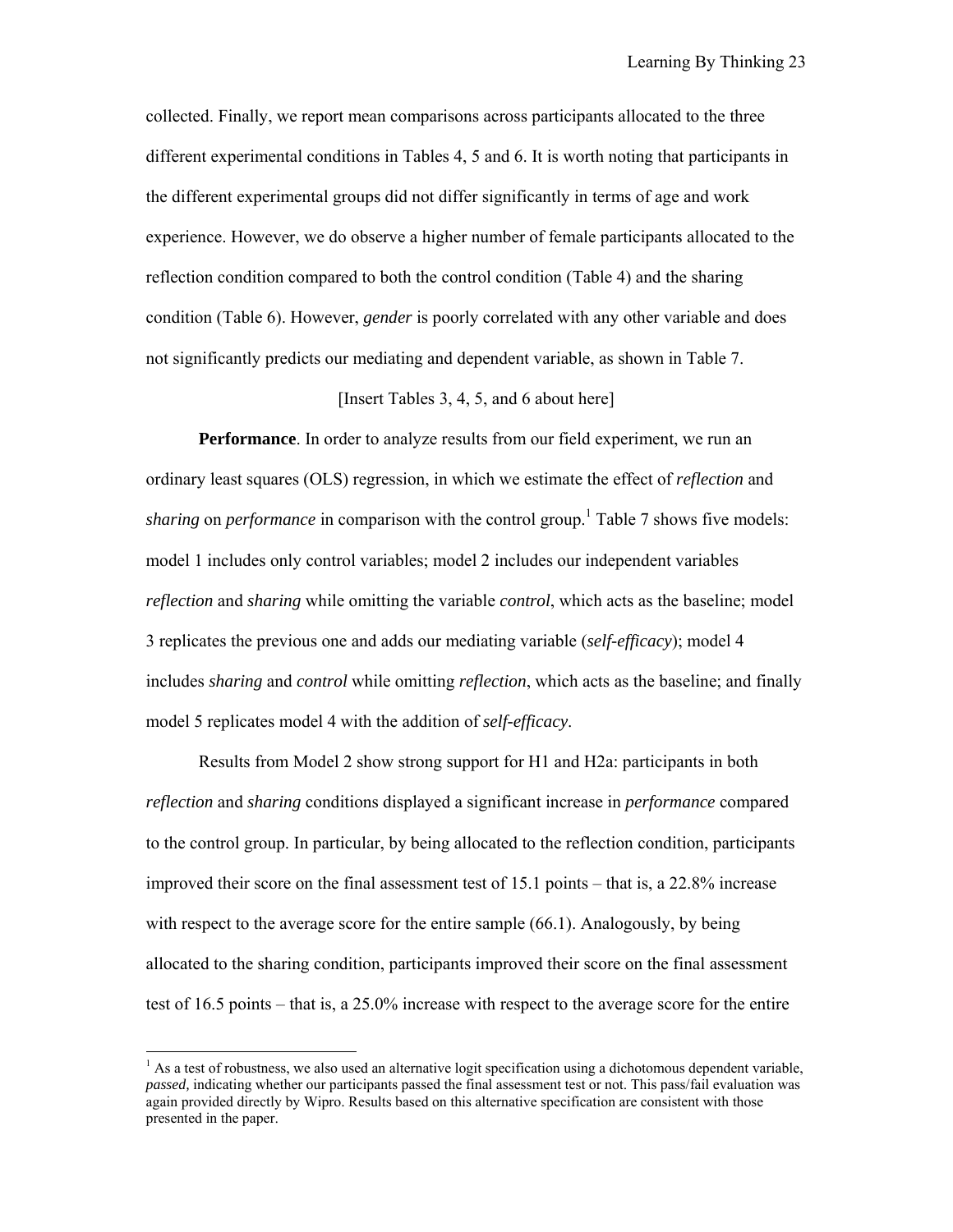collected. Finally, we report mean comparisons across participants allocated to the three different experimental conditions in Tables 4, 5 and 6. It is worth noting that participants in the different experimental groups did not differ significantly in terms of age and work experience. However, we do observe a higher number of female participants allocated to the reflection condition compared to both the control condition (Table 4) and the sharing condition (Table 6). However, *gender* is poorly correlated with any other variable and does not significantly predicts our mediating and dependent variable, as shown in Table 7.

[Insert Tables 3, 4, 5, and 6 about here]

**Performance**. In order to analyze results from our field experiment, we run an ordinary least squares (OLS) regression, in which we estimate the effect of *reflection* and *sharing* on *performance* in comparison with the control group.[1] Table 7 shows five models: model 1 includes only control variables; model 2 includes our independent variables *reflection* and *sharing* while omitting the variable *control*, which acts as the baseline; model 3 replicates the previous one and adds our mediating variable (*self-efficacy*); model 4 includes *sharing* and *control* while omitting *reflection*, which acts as the baseline; and finally model 5 replicates model 4 with the addition of *self-efficacy*.

Results from Model 2 show strong support for H1 and H2a: participants in both *reflection* and *sharing* conditions displayed a significant increase in *performance* compared to the control group. In particular, by being allocated to the reflection condition, participants improved their score on the final assessment test of 15.1 points – that is, a 22.8% increase with respect to the average score for the entire sample (66.1). Analogously, by being allocated to the sharing condition, participants improved their score on the final assessment test of 16.5 points – that is, a 25.0% increase with respect to the average score for the entire

[1] As a test of robustness, we also used an alternative logit specification using a dichotomous dependent variable, *passed,* indicating whether our participants passed the final assessment test or not. This pass/fail evaluation was again provided directly by Wipro. Results based on this alternative specification are consistent with those presented in the paper.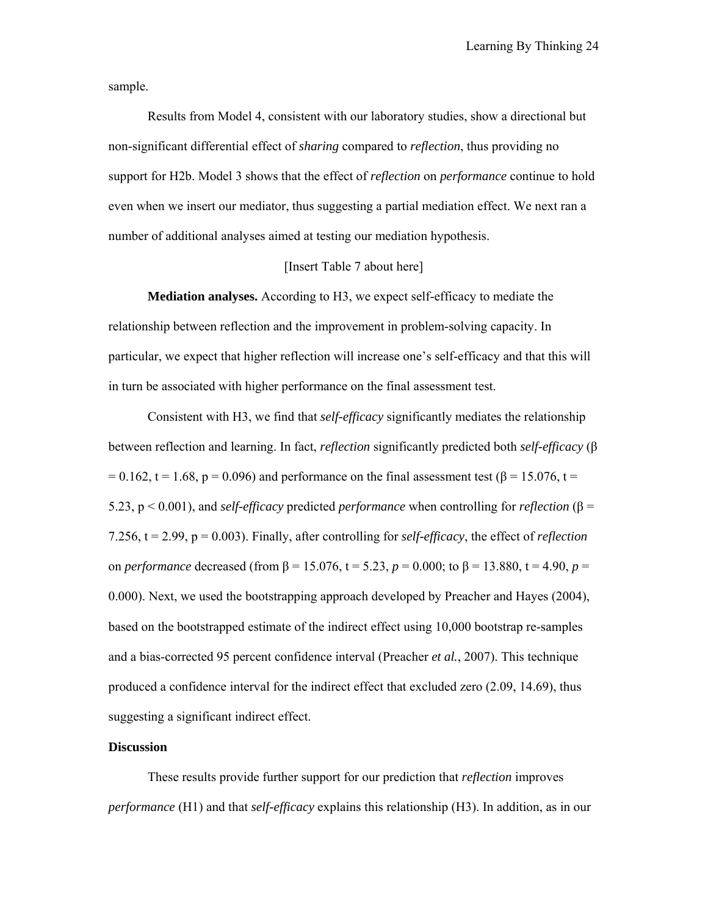sample.

Results from Model 4, consistent with our laboratory studies, show a directional but non-significant differential effect of *sharing* compared to *reflection*, thus providing no support for H2b. Model 3 shows that the effect of *reflection* on *performance* continue to hold even when we insert our mediator, thus suggesting a partial mediation effect. We next ran a number of additional analyses aimed at testing our mediation hypothesis.

[Insert Table 7 about here]

**Mediation analyses.** According to H3, we expect self-efficacy to mediate the relationship between reflection and the improvement in problem-solving capacity. In particular, we expect that higher reflection will increase one's self-efficacy and that this will in turn be associated with higher performance on the final assessment test.

Consistent with H3, we find that *self-efficacy* significantly mediates the relationship between reflection and learning. In fact, *reflection* significantly predicted both *self-efficacy* ($\beta = 0.162$, $t = 1.68$, $p = 0.096$) and performance on the final assessment test ($\beta = 15.076$, $t = 5.23$, $p < 0.001$), and *self-efficacy* predicted *performance* when controlling for *reflection* ($\beta = 7.256$, $t = 2.99$, $p = 0.003$). Finally, after controlling for *self-efficacy*, the effect of *reflection* on *performance* decreased (from $\beta = 15.076$, $t = 5.23$, $p = 0.000$; to $\beta = 13.880$, $t = 4.90$, $p = 0.000$). Next, we used the bootstrapping approach developed by Preacher and Hayes (2004), based on the bootstrapped estimate of the indirect effect using 10,000 bootstrap re-samples and a bias-corrected 95 percent confidence interval (Preacher *et al.*, 2007). This technique produced a confidence interval for the indirect effect that excluded zero (2.09, 14.69), thus suggesting a significant indirect effect.

## Discussion

These results provide further support for our prediction that *reflection* improves *performance* (H1) and that *self-efficacy* explains this relationship (H3). In addition, as in our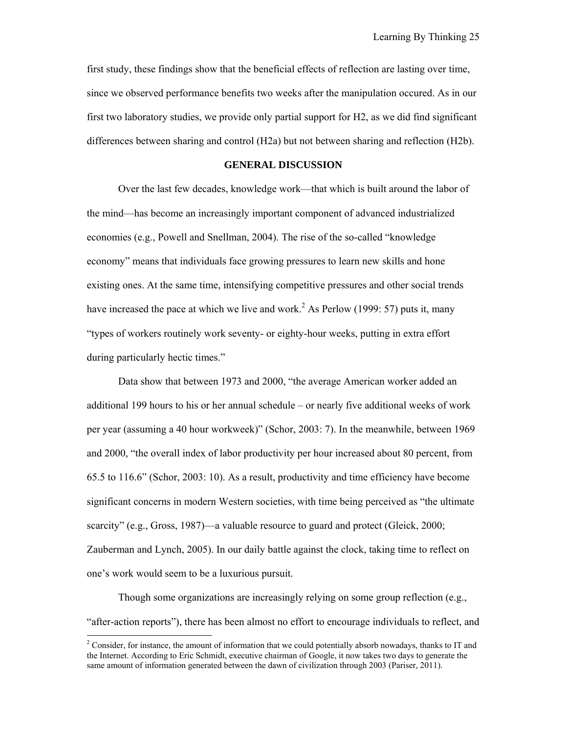first study, these findings show that the beneficial effects of reflection are lasting over time, since we observed performance benefits two weeks after the manipulation occured. As in our first two laboratory studies, we provide only partial support for H2, as we did find significant differences between sharing and control (H2a) but not between sharing and reflection (H2b).

## GENERAL DISCUSSION

Over the last few decades, knowledge work—that which is built around the labor of the mind—has become an increasingly important component of advanced industrialized economies (e.g., Powell and Snellman, 2004). The rise of the so-called "knowledge economy" means that individuals face growing pressures to learn new skills and hone existing ones. At the same time, intensifying competitive pressures and other social trends have increased the pace at which we live and work.[2] As Perlow (1999: 57) puts it, many "types of workers routinely work seventy- or eighty-hour weeks, putting in extra effort during particularly hectic times."

Data show that between 1973 and 2000, "the average American worker added an additional 199 hours to his or her annual schedule – or nearly five additional weeks of work per year (assuming a 40 hour workweek)" (Schor, 2003: 7). In the meanwhile, between 1969 and 2000, "the overall index of labor productivity per hour increased about 80 percent, from 65.5 to 116.6" (Schor, 2003: 10). As a result, productivity and time efficiency have become significant concerns in modern Western societies, with time being perceived as "the ultimate scarcity" (e.g., Gross, 1987)—a valuable resource to guard and protect (Gleick, 2000; Zauberman and Lynch, 2005). In our daily battle against the clock, taking time to reflect on one's work would seem to be a luxurious pursuit.

Though some organizations are increasingly relying on some group reflection (e.g., "after-action reports"), there has been almost no effort to encourage individuals to reflect, and

[2] Consider, for instance, the amount of information that we could potentially absorb nowadays, thanks to IT and the Internet. According to Eric Schmidt, executive chairman of Google, it now takes two days to generate the same amount of information generated between the dawn of civilization through 2003 (Pariser, 2011).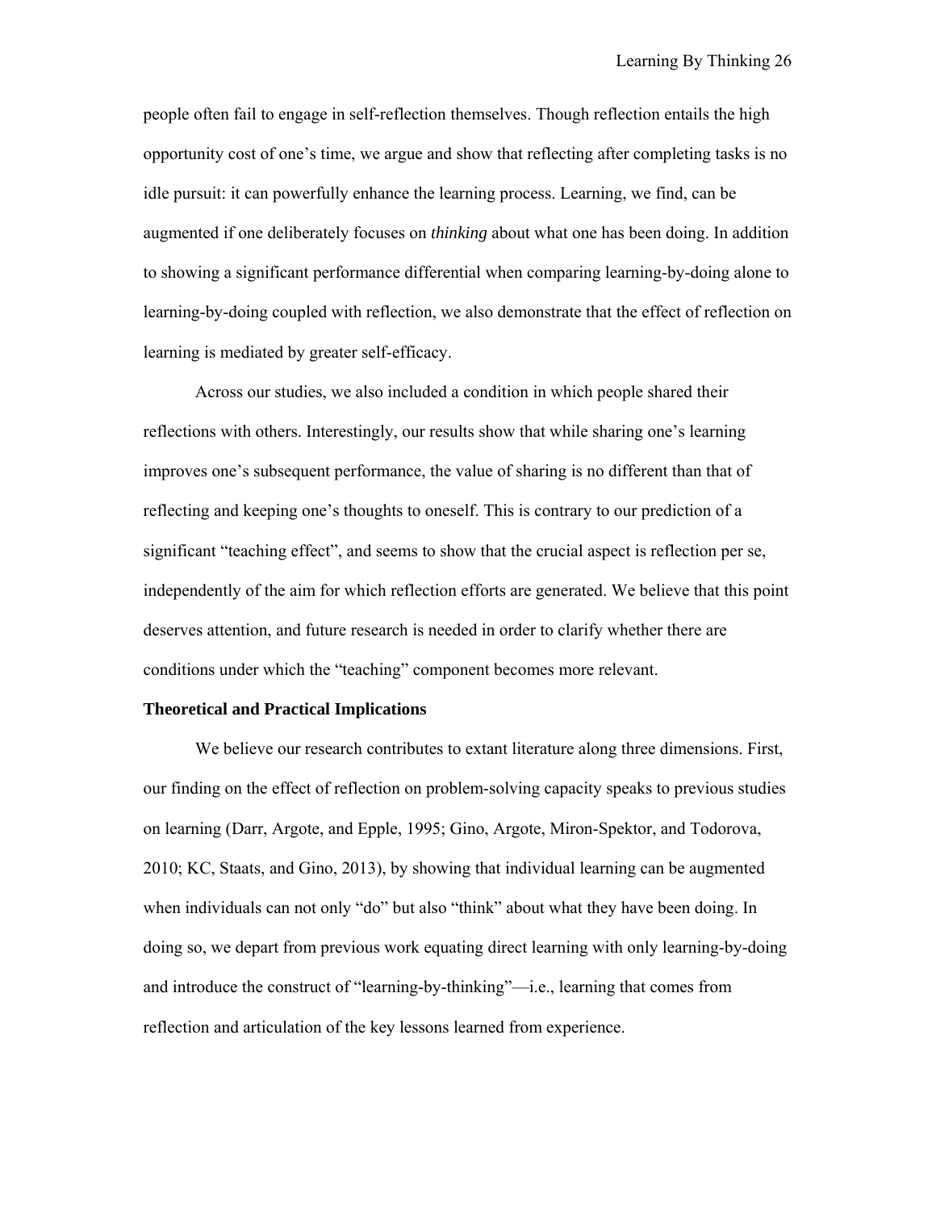people often fail to engage in self-reflection themselves. Though reflection entails the high opportunity cost of one's time, we argue and show that reflecting after completing tasks is no idle pursuit: it can powerfully enhance the learning process. Learning, we find, can be augmented if one deliberately focuses on *thinking* about what one has been doing. In addition to showing a significant performance differential when comparing learning-by-doing alone to learning-by-doing coupled with reflection, we also demonstrate that the effect of reflection on learning is mediated by greater self-efficacy.

Across our studies, we also included a condition in which people shared their reflections with others. Interestingly, our results show that while sharing one's learning improves one's subsequent performance, the value of sharing is no different than that of reflecting and keeping one's thoughts to oneself. This is contrary to our prediction of a significant "teaching effect", and seems to show that the crucial aspect is reflection per se, independently of the aim for which reflection efforts are generated. We believe that this point deserves attention, and future research is needed in order to clarify whether there are conditions under which the "teaching" component becomes more relevant.

**Theoretical and Practical Implications**

We believe our research contributes to extant literature along three dimensions. First, our finding on the effect of reflection on problem-solving capacity speaks to previous studies on learning (Darr, Argote, and Epple, 1995; Gino, Argote, Miron-Spektor, and Todorova, 2010; KC, Staats, and Gino, 2013), by showing that individual learning can be augmented when individuals can not only "do" but also "think" about what they have been doing. In doing so, we depart from previous work equating direct learning with only learning-by-doing and introduce the construct of "learning-by-thinking"—i.e., learning that comes from reflection and articulation of the key lessons learned from experience.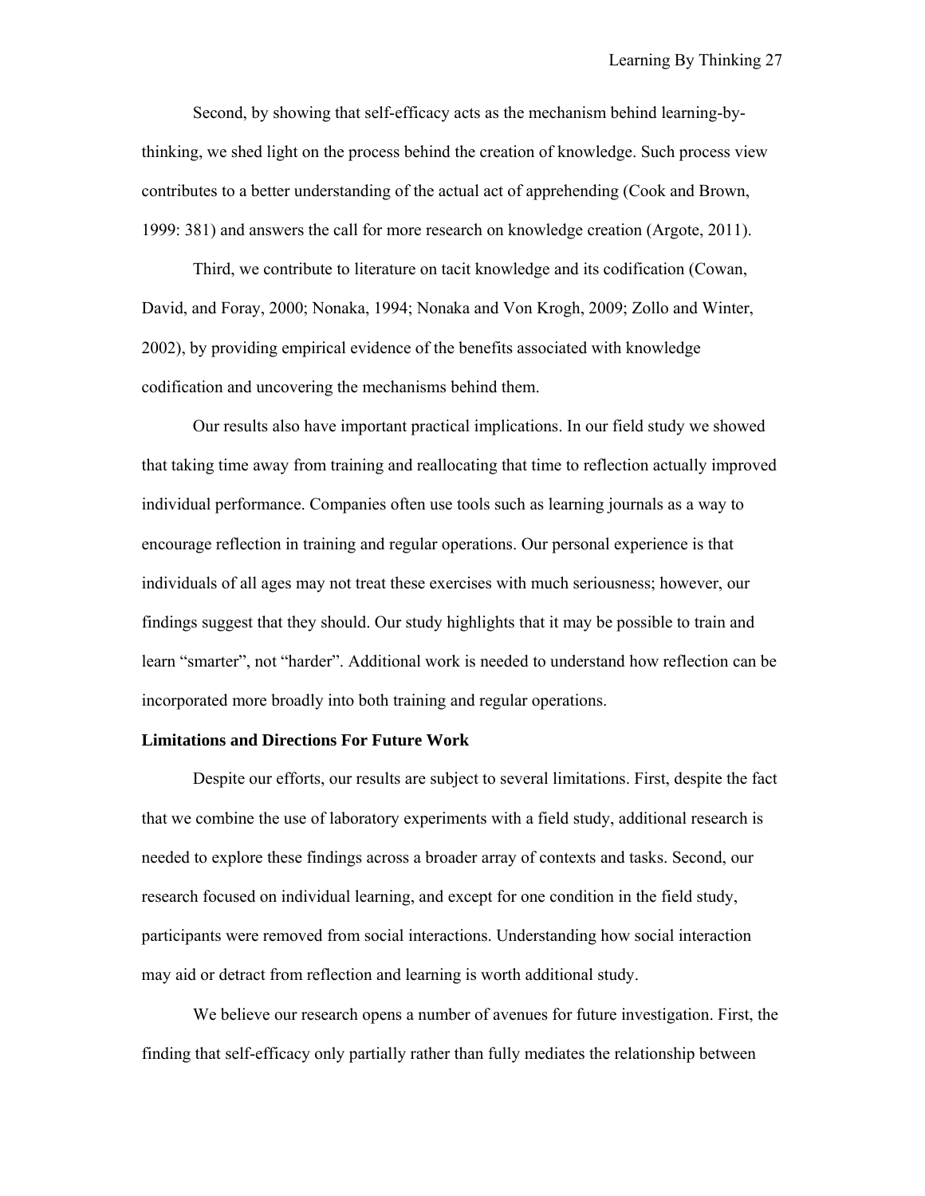Second, by showing that self-efficacy acts as the mechanism behind learning-by-thinking, we shed light on the process behind the creation of knowledge. Such process view contributes to a better understanding of the actual act of apprehending (Cook and Brown, 1999: 381) and answers the call for more research on knowledge creation (Argote, 2011).

Third, we contribute to literature on tacit knowledge and its codification (Cowan, David, and Foray, 2000; Nonaka, 1994; Nonaka and Von Krogh, 2009; Zollo and Winter, 2002), by providing empirical evidence of the benefits associated with knowledge codification and uncovering the mechanisms behind them.

Our results also have important practical implications. In our field study we showed that taking time away from training and reallocating that time to reflection actually improved individual performance. Companies often use tools such as learning journals as a way to encourage reflection in training and regular operations. Our personal experience is that individuals of all ages may not treat these exercises with much seriousness; however, our findings suggest that they should. Our study highlights that it may be possible to train and learn "smarter", not "harder". Additional work is needed to understand how reflection can be incorporated more broadly into both training and regular operations.

**Limitations and Directions For Future Work**

Despite our efforts, our results are subject to several limitations. First, despite the fact that we combine the use of laboratory experiments with a field study, additional research is needed to explore these findings across a broader array of contexts and tasks. Second, our research focused on individual learning, and except for one condition in the field study, participants were removed from social interactions. Understanding how social interaction may aid or detract from reflection and learning is worth additional study.

We believe our research opens a number of avenues for future investigation. First, the finding that self-efficacy only partially rather than fully mediates the relationship between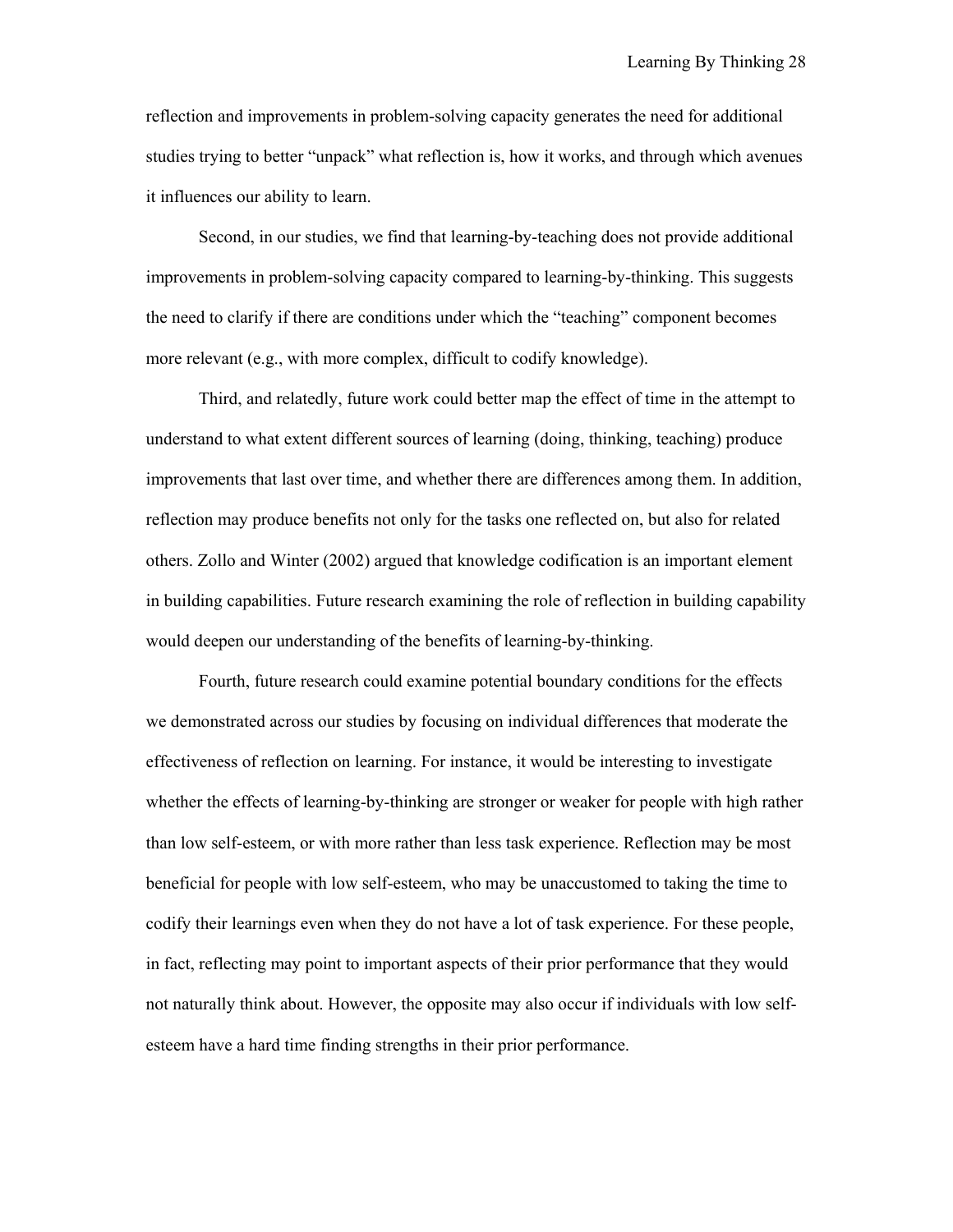reflection and improvements in problem-solving capacity generates the need for additional studies trying to better “unpack” what reflection is, how it works, and through which avenues it influences our ability to learn.

Second, in our studies, we find that learning-by-teaching does not provide additional improvements in problem-solving capacity compared to learning-by-thinking. This suggests the need to clarify if there are conditions under which the “teaching” component becomes more relevant (e.g., with more complex, difficult to codify knowledge).

Third, and relatedly, future work could better map the effect of time in the attempt to understand to what extent different sources of learning (doing, thinking, teaching) produce improvements that last over time, and whether there are differences among them. In addition, reflection may produce benefits not only for the tasks one reflected on, but also for related others. Zollo and Winter (2002) argued that knowledge codification is an important element in building capabilities. Future research examining the role of reflection in building capability would deepen our understanding of the benefits of learning-by-thinking.

Fourth, future research could examine potential boundary conditions for the effects we demonstrated across our studies by focusing on individual differences that moderate the effectiveness of reflection on learning. For instance, it would be interesting to investigate whether the effects of learning-by-thinking are stronger or weaker for people with high rather than low self-esteem, or with more rather than less task experience. Reflection may be most beneficial for people with low self-esteem, who may be unaccustomed to taking the time to codify their learnings even when they do not have a lot of task experience. For these people, in fact, reflecting may point to important aspects of their prior performance that they would not naturally think about. However, the opposite may also occur if individuals with low self-esteem have a hard time finding strengths in their prior performance.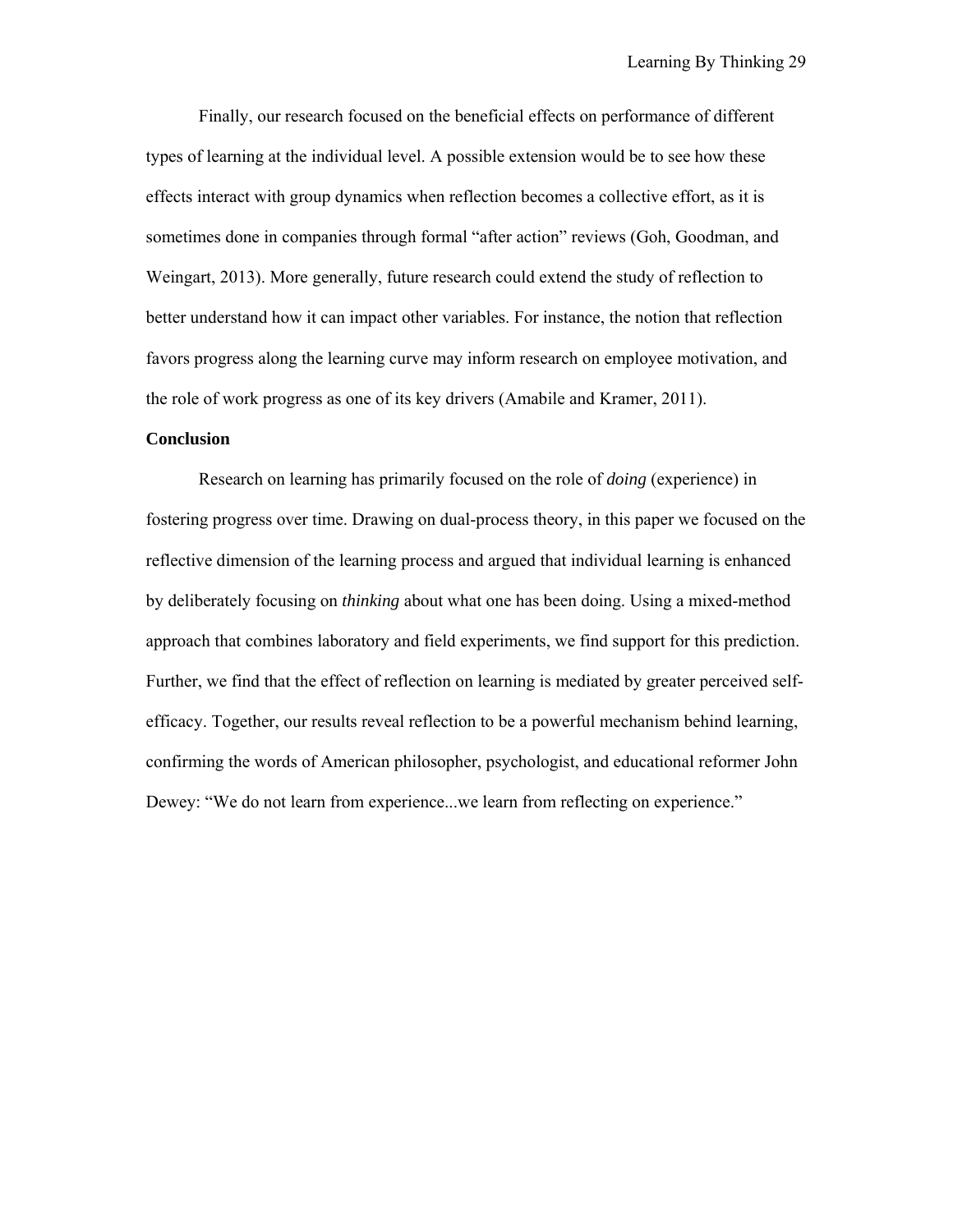Finally, our research focused on the beneficial effects on performance of different types of learning at the individual level. A possible extension would be to see how these effects interact with group dynamics when reflection becomes a collective effort, as it is sometimes done in companies through formal "after action" reviews (Goh, Goodman, and Weingart, 2013). More generally, future research could extend the study of reflection to better understand how it can impact other variables. For instance, the notion that reflection favors progress along the learning curve may inform research on employee motivation, and the role of work progress as one of its key drivers (Amabile and Kramer, 2011).

**Conclusion**

Research on learning has primarily focused on the role of *doing* (experience) in fostering progress over time. Drawing on dual-process theory, in this paper we focused on the reflective dimension of the learning process and argued that individual learning is enhanced by deliberately focusing on *thinking* about what one has been doing. Using a mixed-method approach that combines laboratory and field experiments, we find support for this prediction. Further, we find that the effect of reflection on learning is mediated by greater perceived self-efficacy. Together, our results reveal reflection to be a powerful mechanism behind learning, confirming the words of American philosopher, psychologist, and educational reformer John Dewey: "We do not learn from experience...we learn from reflecting on experience."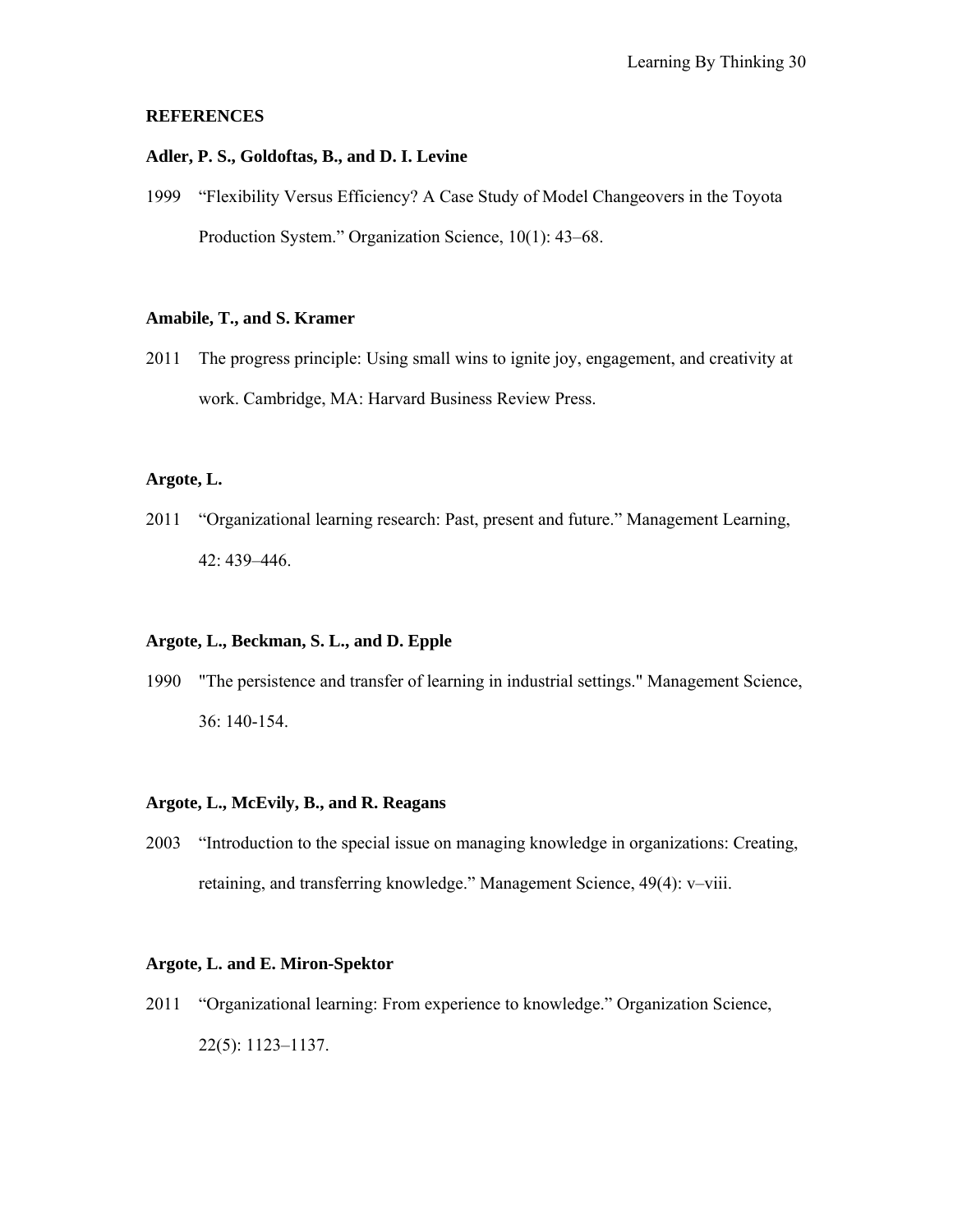## REFERENCES

**Adler, P. S., Goldoftas, B., and D. I. Levine**

1999 "Flexibility Versus Efficiency? A Case Study of Model Changeovers in the Toyota Production System." Organization Science, 10(1): 43–68.

**Amabile, T., and S. Kramer**

2011 The progress principle: Using small wins to ignite joy, engagement, and creativity at work. Cambridge, MA: Harvard Business Review Press.

**Argote, L.**

2011 "Organizational learning research: Past, present and future." Management Learning, 42: 439–446.

**Argote, L., Beckman, S. L., and D. Epple**

1990 "The persistence and transfer of learning in industrial settings." Management Science, 36: 140-154.

**Argote, L., McEvily, B., and R. Reagans**

2003 "Introduction to the special issue on managing knowledge in organizations: Creating, retaining, and transferring knowledge." Management Science, 49(4): v–viii.

**Argote, L. and E. Miron-Spektor**

2011 "Organizational learning: From experience to knowledge." Organization Science, 22(5): 1123–1137.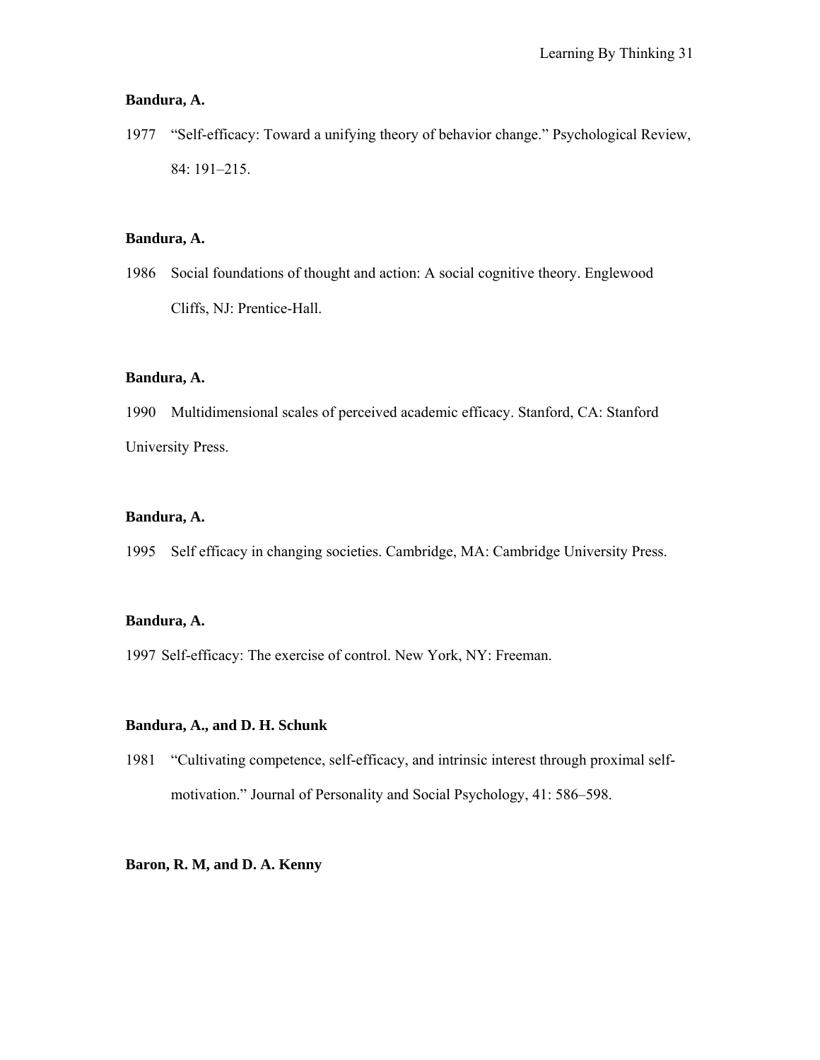**Bandura, A.**

1977 “Self-efficacy: Toward a unifying theory of behavior change.” Psychological Review, 84: 191–215.

**Bandura, A.**

1986 Social foundations of thought and action: A social cognitive theory. Englewood Cliffs, NJ: Prentice-Hall.

**Bandura, A.**

1990 Multidimensional scales of perceived academic efficacy. Stanford, CA: Stanford University Press.

**Bandura, A.**

1995 Self efficacy in changing societies. Cambridge, MA: Cambridge University Press.

**Bandura, A.**

1997 Self-efficacy: The exercise of control. New York, NY: Freeman.

**Bandura, A., and D. H. Schunk**

1981 “Cultivating competence, self-efficacy, and intrinsic interest through proximal self-motivation.” Journal of Personality and Social Psychology, 41: 586–598.

**Baron, R. M, and D. A. Kenny**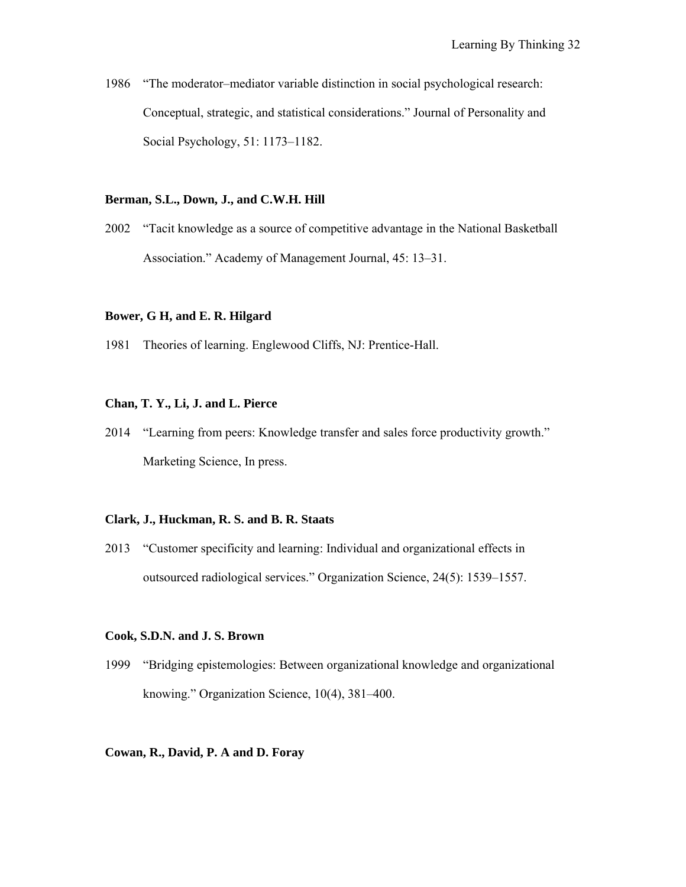1986 "The moderator–mediator variable distinction in social psychological research: Conceptual, strategic, and statistical considerations." Journal of Personality and Social Psychology, 51: 1173–1182.

**Berman, S.L., Down, J., and C.W.H. Hill**

2002 "Tacit knowledge as a source of competitive advantage in the National Basketball Association." Academy of Management Journal, 45: 13–31.

**Bower, G H, and E. R. Hilgard**

1981 Theories of learning. Englewood Cliffs, NJ: Prentice-Hall.

**Chan, T. Y., Li, J. and L. Pierce**

2014 "Learning from peers: Knowledge transfer and sales force productivity growth." Marketing Science, In press.

**Clark, J., Huckman, R. S. and B. R. Staats**

2013 "Customer specificity and learning: Individual and organizational effects in outsourced radiological services." Organization Science, 24(5): 1539–1557.

**Cook, S.D.N. and J. S. Brown**

1999 "Bridging epistemologies: Between organizational knowledge and organizational knowing." Organization Science, 10(4), 381–400.

**Cowan, R., David, P. A and D. Foray**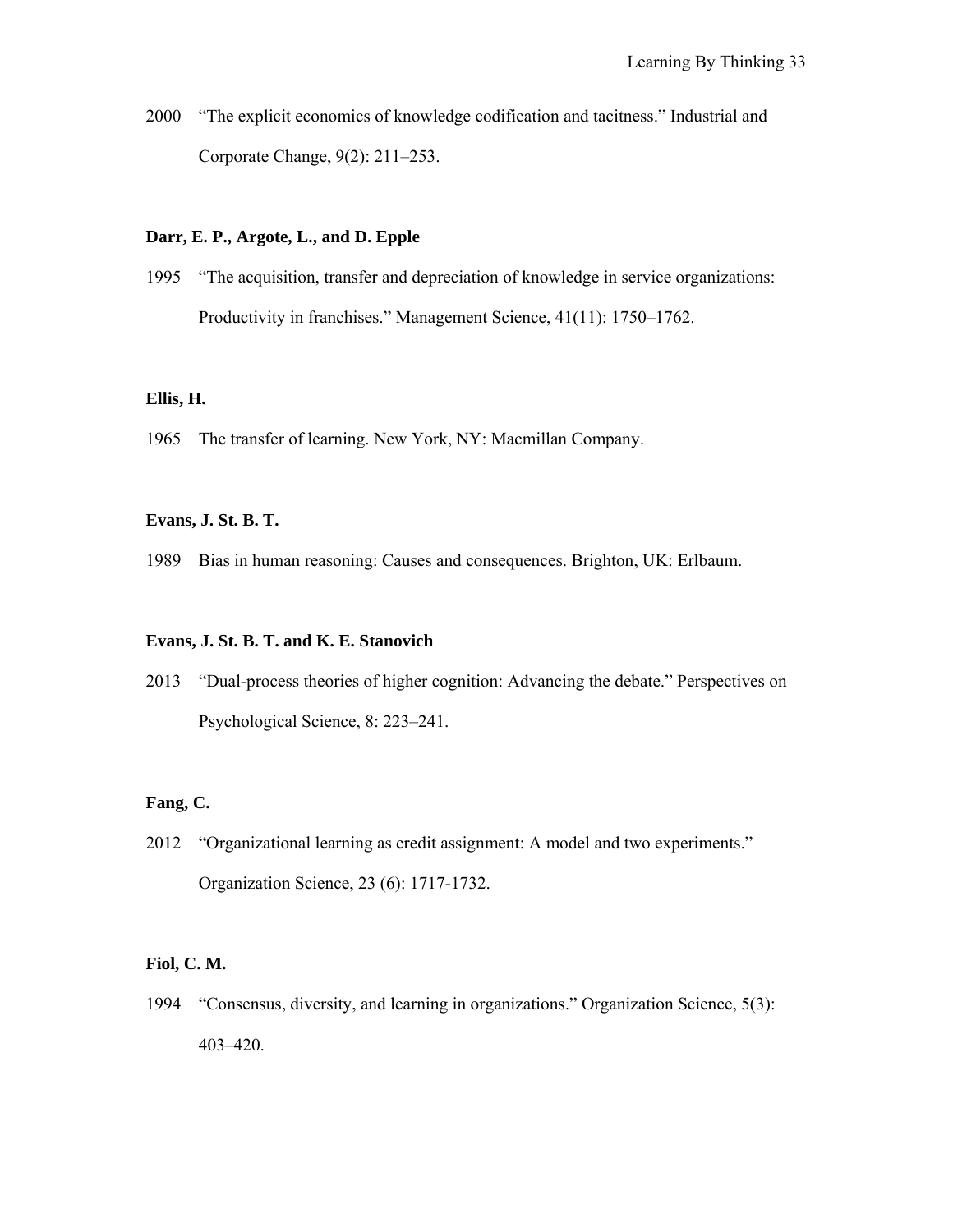2000 "The explicit economics of knowledge codification and tacitness." Industrial and Corporate Change, 9(2): 211–253.

**Darr, E. P., Argote, L., and D. Epple**

1995 "The acquisition, transfer and depreciation of knowledge in service organizations: Productivity in franchises." Management Science, 41(11): 1750–1762.

**Ellis, H.**

1965 The transfer of learning. New York, NY: Macmillan Company.

**Evans, J. St. B. T.**

1989 Bias in human reasoning: Causes and consequences. Brighton, UK: Erlbaum.

**Evans, J. St. B. T. and K. E. Stanovich**

2013 "Dual-process theories of higher cognition: Advancing the debate." Perspectives on Psychological Science, 8: 223–241.

**Fang, C.**

2012 "Organizational learning as credit assignment: A model and two experiments." Organization Science, 23 (6): 1717-1732.

**Fiol, C. M.**

1994 "Consensus, diversity, and learning in organizations." Organization Science, 5(3): 403–420.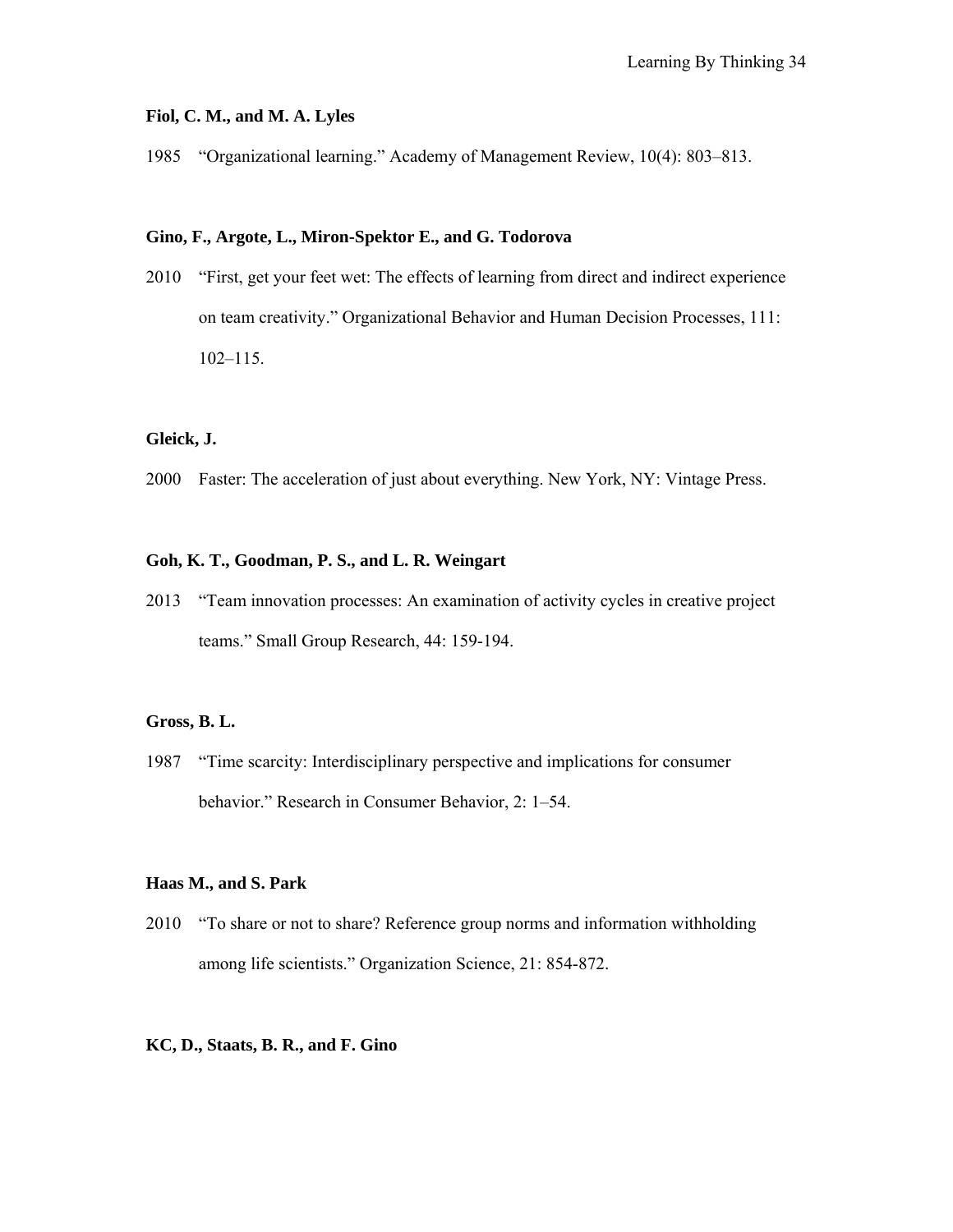**Fiol, C. M., and M. A. Lyles**

1985 “Organizational learning.” Academy of Management Review, 10(4): 803–813.

**Gino, F., Argote, L., Miron-Spektor E., and G. Todorova**

2010 “First, get your feet wet: The effects of learning from direct and indirect experience on team creativity.” Organizational Behavior and Human Decision Processes, 111: 102–115.

**Gleick, J.**

2000 Faster: The acceleration of just about everything. New York, NY: Vintage Press.

**Goh, K. T., Goodman, P. S., and L. R. Weingart**

2013 “Team innovation processes: An examination of activity cycles in creative project teams.” Small Group Research, 44: 159-194.

**Gross, B. L.**

1987 “Time scarcity: Interdisciplinary perspective and implications for consumer behavior.” Research in Consumer Behavior, 2: 1–54.

**Haas M., and S. Park**

2010 “To share or not to share? Reference group norms and information withholding among life scientists.” Organization Science, 21: 854-872.

**KC, D., Staats, B. R., and F. Gino**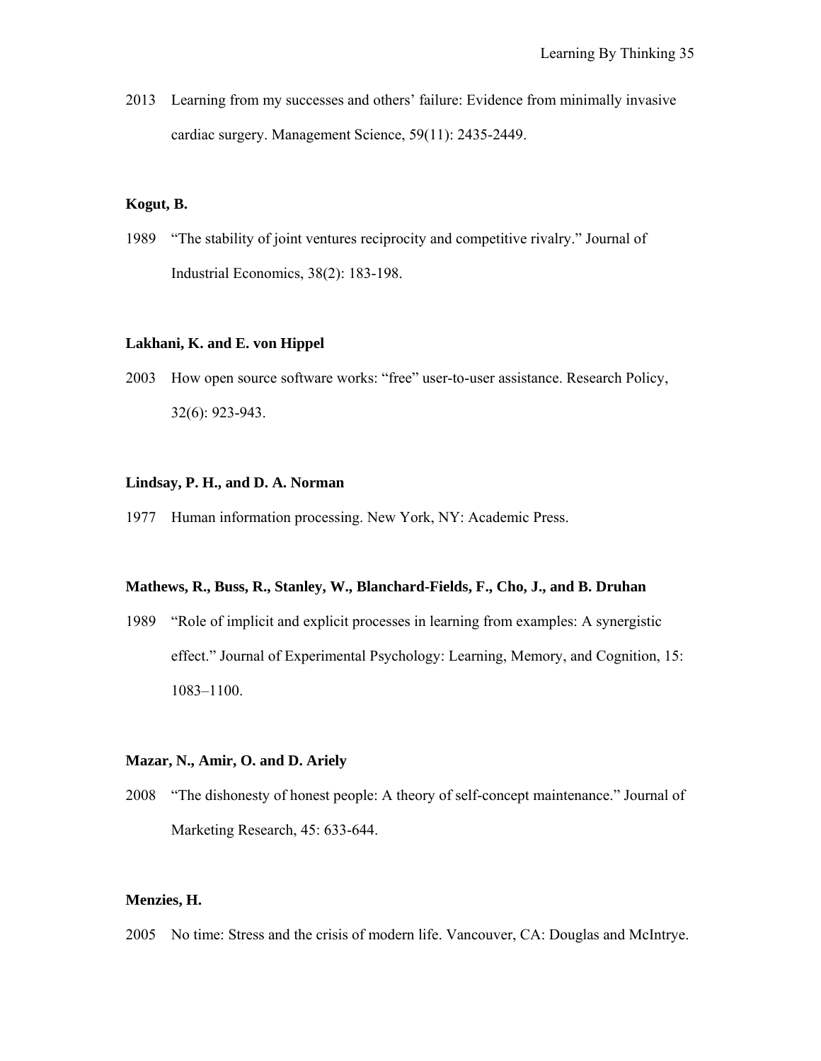2013 Learning from my successes and others' failure: Evidence from minimally invasive cardiac surgery. Management Science, 59(11): 2435-2449.

**Kogut, B.**

1989 "The stability of joint ventures reciprocity and competitive rivalry." Journal of Industrial Economics, 38(2): 183-198.

**Lakhani, K. and E. von Hippel**

2003 How open source software works: "free" user-to-user assistance. Research Policy, 32(6): 923-943.

**Lindsay, P. H., and D. A. Norman**

1977 Human information processing. New York, NY: Academic Press.

**Mathews, R., Buss, R., Stanley, W., Blanchard-Fields, F., Cho, J., and B. Druhan**

1989 "Role of implicit and explicit processes in learning from examples: A synergistic effect." Journal of Experimental Psychology: Learning, Memory, and Cognition, 15: 1083–1100.

**Mazar, N., Amir, O. and D. Ariely**

2008 "The dishonesty of honest people: A theory of self-concept maintenance." Journal of Marketing Research, 45: 633-644.

**Menzies, H.**

2005 No time: Stress and the crisis of modern life. Vancouver, CA: Douglas and McIntrye.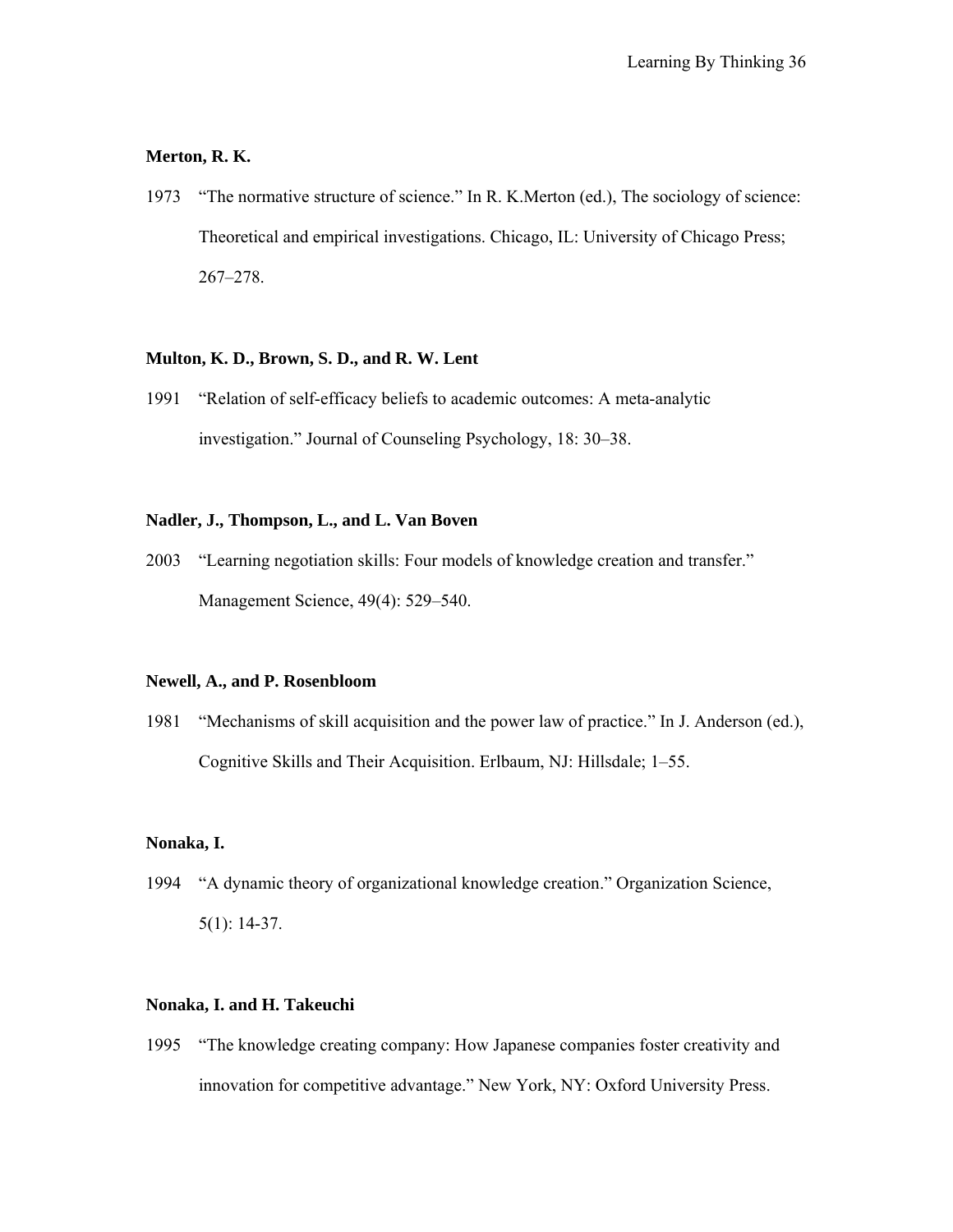**Merton, R. K.**

1973 "The normative structure of science." In R. K.Merton (ed.), The sociology of science: Theoretical and empirical investigations. Chicago, IL: University of Chicago Press; 267–278.

**Multon, K. D., Brown, S. D., and R. W. Lent**

1991 "Relation of self-efficacy beliefs to academic outcomes: A meta-analytic investigation." Journal of Counseling Psychology, 18: 30–38.

**Nadler, J., Thompson, L., and L. Van Boven**

2003 "Learning negotiation skills: Four models of knowledge creation and transfer." Management Science, 49(4): 529–540.

**Newell, A., and P. Rosenbloom**

1981 "Mechanisms of skill acquisition and the power law of practice." In J. Anderson (ed.), Cognitive Skills and Their Acquisition. Erlbaum, NJ: Hillsdale; 1–55.

**Nonaka, I.**

1994 "A dynamic theory of organizational knowledge creation." Organization Science, 5(1): 14-37.

**Nonaka, I. and H. Takeuchi**

1995 "The knowledge creating company: How Japanese companies foster creativity and innovation for competitive advantage." New York, NY: Oxford University Press.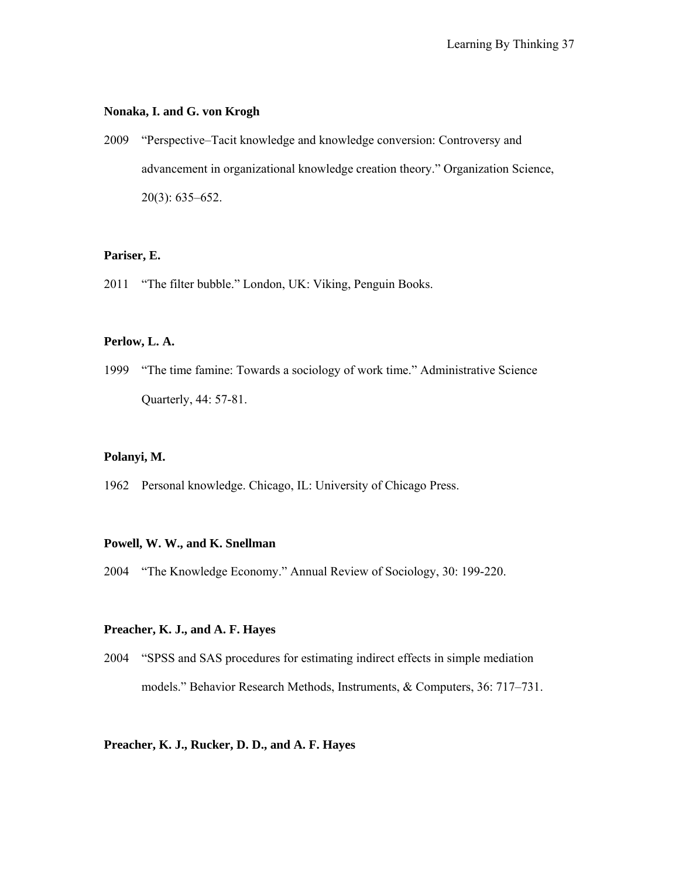**Nonaka, I. and G. von Krogh**

2009 “Perspective–Tacit knowledge and knowledge conversion: Controversy and advancement in organizational knowledge creation theory.” Organization Science, 20(3): 635–652.

**Pariser, E.**

2011 “The filter bubble.” London, UK: Viking, Penguin Books.

**Perlow, L. A.**

1999 “The time famine: Towards a sociology of work time.” Administrative Science Quarterly, 44: 57-81.

**Polanyi, M.**

1962 Personal knowledge. Chicago, IL: University of Chicago Press.

**Powell, W. W., and K. Snellman**

2004 “The Knowledge Economy.” Annual Review of Sociology, 30: 199-220.

**Preacher, K. J., and A. F. Hayes**

2004 “SPSS and SAS procedures for estimating indirect effects in simple mediation models.” Behavior Research Methods, Instruments, & Computers, 36: 717–731.

**Preacher, K. J., Rucker, D. D., and A. F. Hayes**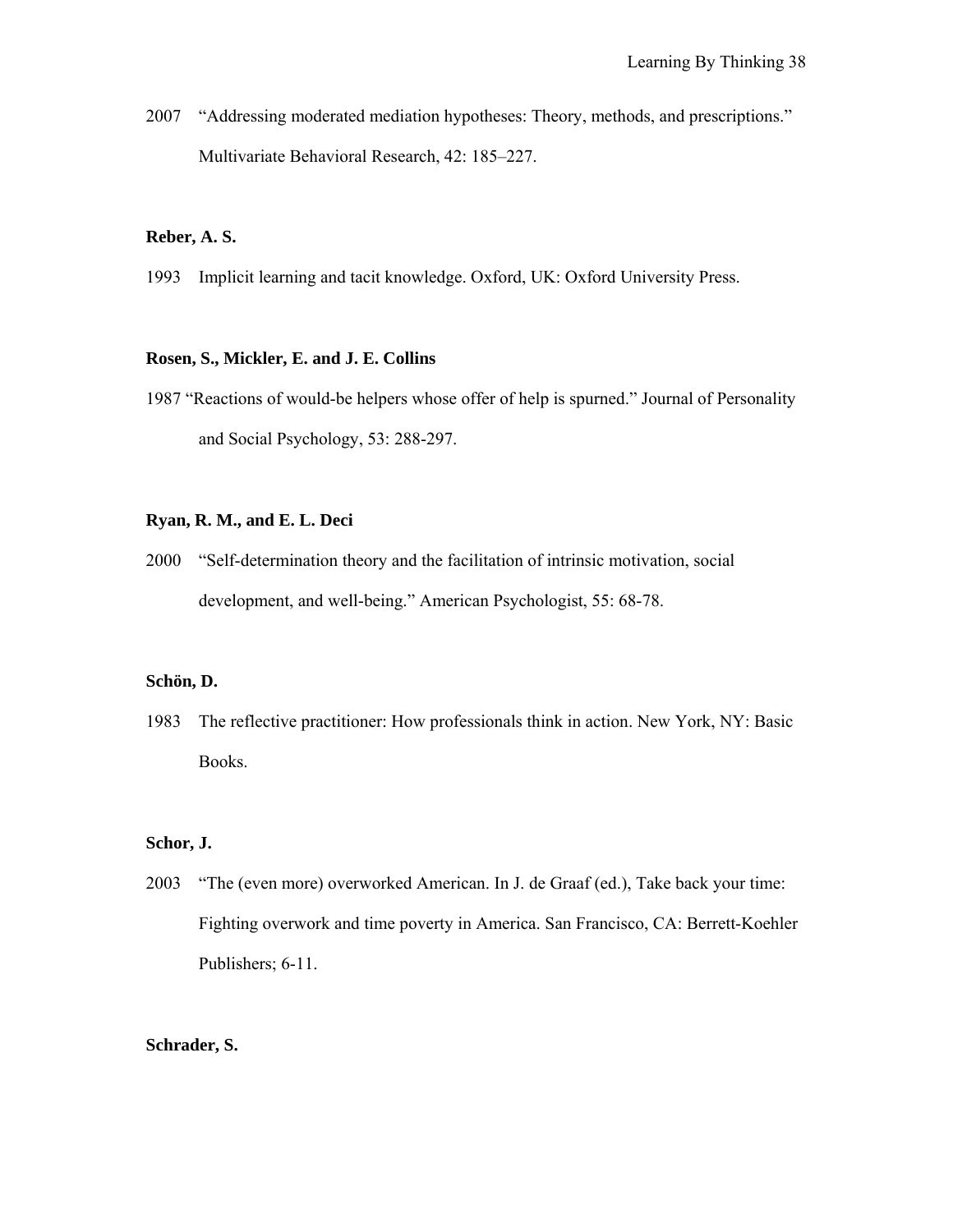2007 "Addressing moderated mediation hypotheses: Theory, methods, and prescriptions." Multivariate Behavioral Research, 42: 185–227.

**Reber, A. S.**

1993 Implicit learning and tacit knowledge. Oxford, UK: Oxford University Press.

**Rosen, S., Mickler, E. and J. E. Collins**

1987 "Reactions of would-be helpers whose offer of help is spurned." Journal of Personality and Social Psychology, 53: 288-297.

**Ryan, R. M., and E. L. Deci**

2000 "Self-determination theory and the facilitation of intrinsic motivation, social development, and well-being." American Psychologist, 55: 68-78.

**Schön, D.**

1983 The reflective practitioner: How professionals think in action. New York, NY: Basic Books.

**Schor, J.**

2003 "The (even more) overworked American. In J. de Graaf (ed.), Take back your time: Fighting overwork and time poverty in America. San Francisco, CA: Berrett-Koehler Publishers; 6-11.

**Schrader, S.**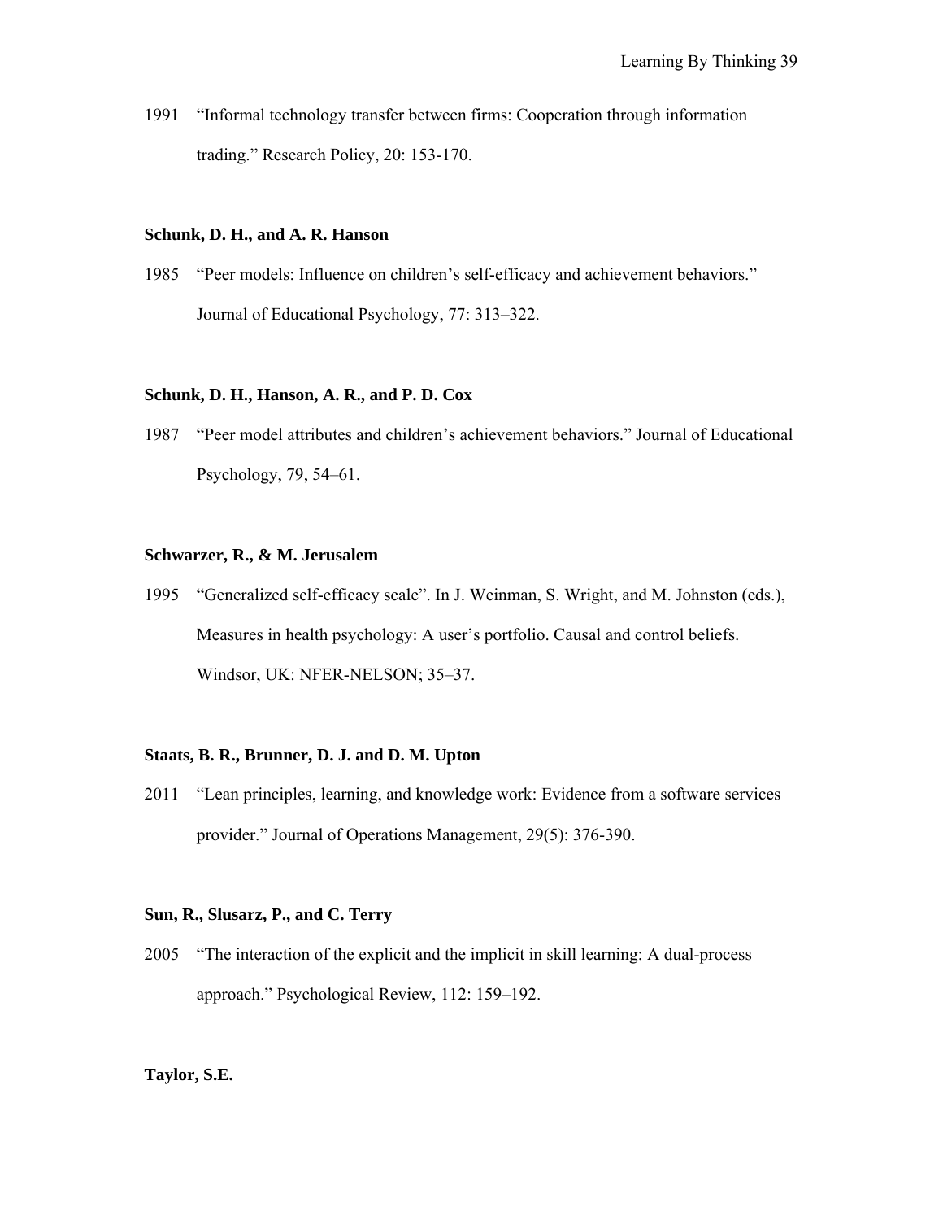1991 "Informal technology transfer between firms: Cooperation through information trading." Research Policy, 20: 153-170.

**Schunk, D. H., and A. R. Hanson**

1985 "Peer models: Influence on children's self-efficacy and achievement behaviors." Journal of Educational Psychology, 77: 313–322.

**Schunk, D. H., Hanson, A. R., and P. D. Cox**

1987 "Peer model attributes and children's achievement behaviors." Journal of Educational Psychology, 79, 54–61.

**Schwarzer, R., & M. Jerusalem**

1995 "Generalized self-efficacy scale". In J. Weinman, S. Wright, and M. Johnston (eds.), Measures in health psychology: A user's portfolio. Causal and control beliefs. Windsor, UK: NFER-NELSON; 35–37.

**Staats, B. R., Brunner, D. J. and D. M. Upton**

2011 "Lean principles, learning, and knowledge work: Evidence from a software services provider." Journal of Operations Management, 29(5): 376-390.

**Sun, R., Slusarz, P., and C. Terry**

2005 "The interaction of the explicit and the implicit in skill learning: A dual-process approach." Psychological Review, 112: 159–192.

**Taylor, S.E.**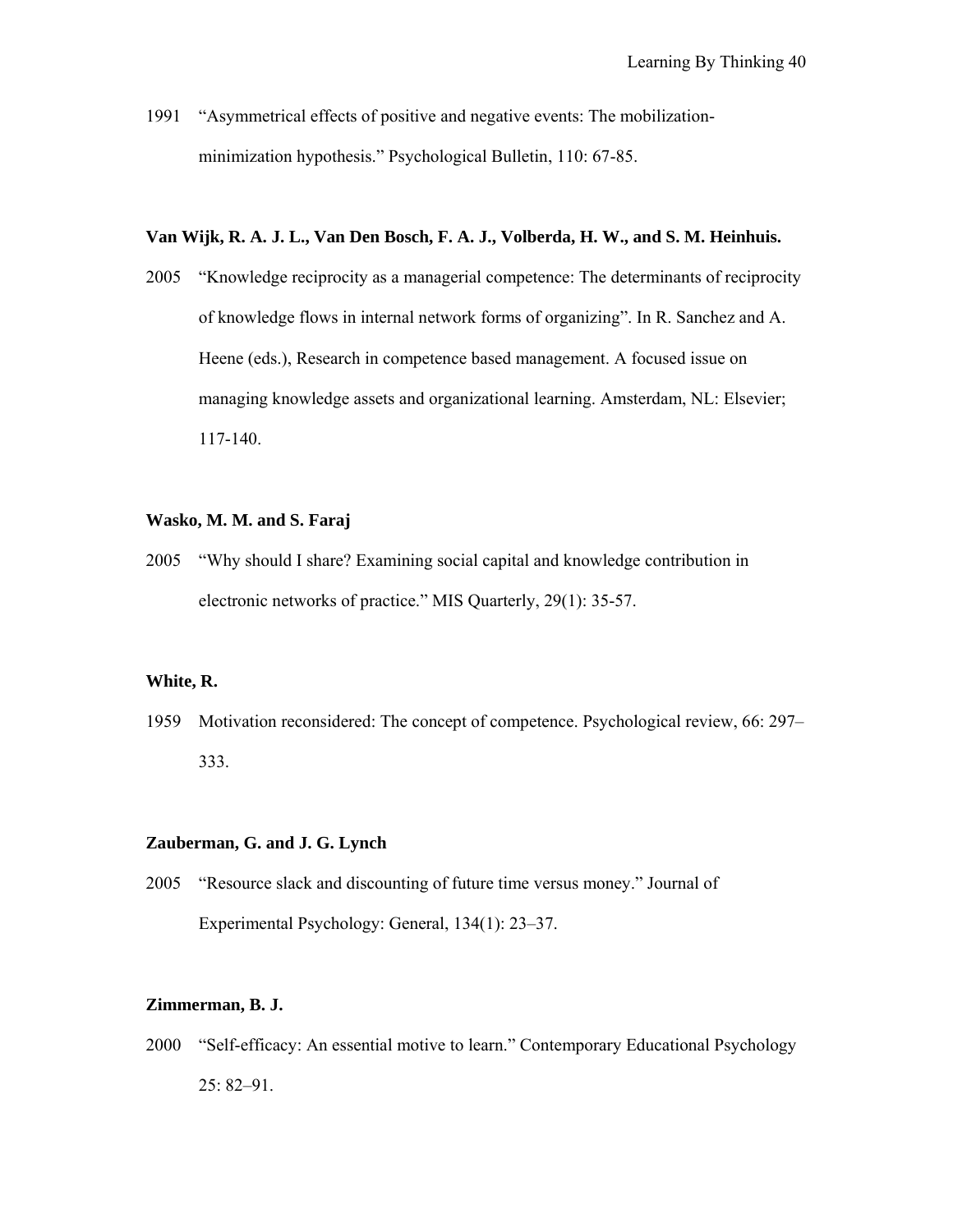1991 "Asymmetrical effects of positive and negative events: The mobilization-minimization hypothesis." Psychological Bulletin, 110: 67-85.

**Van Wijk, R. A. J. L., Van Den Bosch, F. A. J., Volberda, H. W., and S. M. Heinhuis.**

2005 "Knowledge reciprocity as a managerial competence: The determinants of reciprocity of knowledge flows in internal network forms of organizing". In R. Sanchez and A. Heene (eds.), Research in competence based management. A focused issue on managing knowledge assets and organizational learning. Amsterdam, NL: Elsevier; 117-140.

**Wasko, M. M. and S. Faraj**

2005 "Why should I share? Examining social capital and knowledge contribution in electronic networks of practice." MIS Quarterly, 29(1): 35-57.

**White, R.**

1959 Motivation reconsidered: The concept of competence. Psychological review, 66: 297–333.

**Zauberman, G. and J. G. Lynch**

2005 "Resource slack and discounting of future time versus money." Journal of Experimental Psychology: General, 134(1): 23–37.

**Zimmerman, B. J.**

2000 "Self-efficacy: An essential motive to learn." Contemporary Educational Psychology 25: 82–91.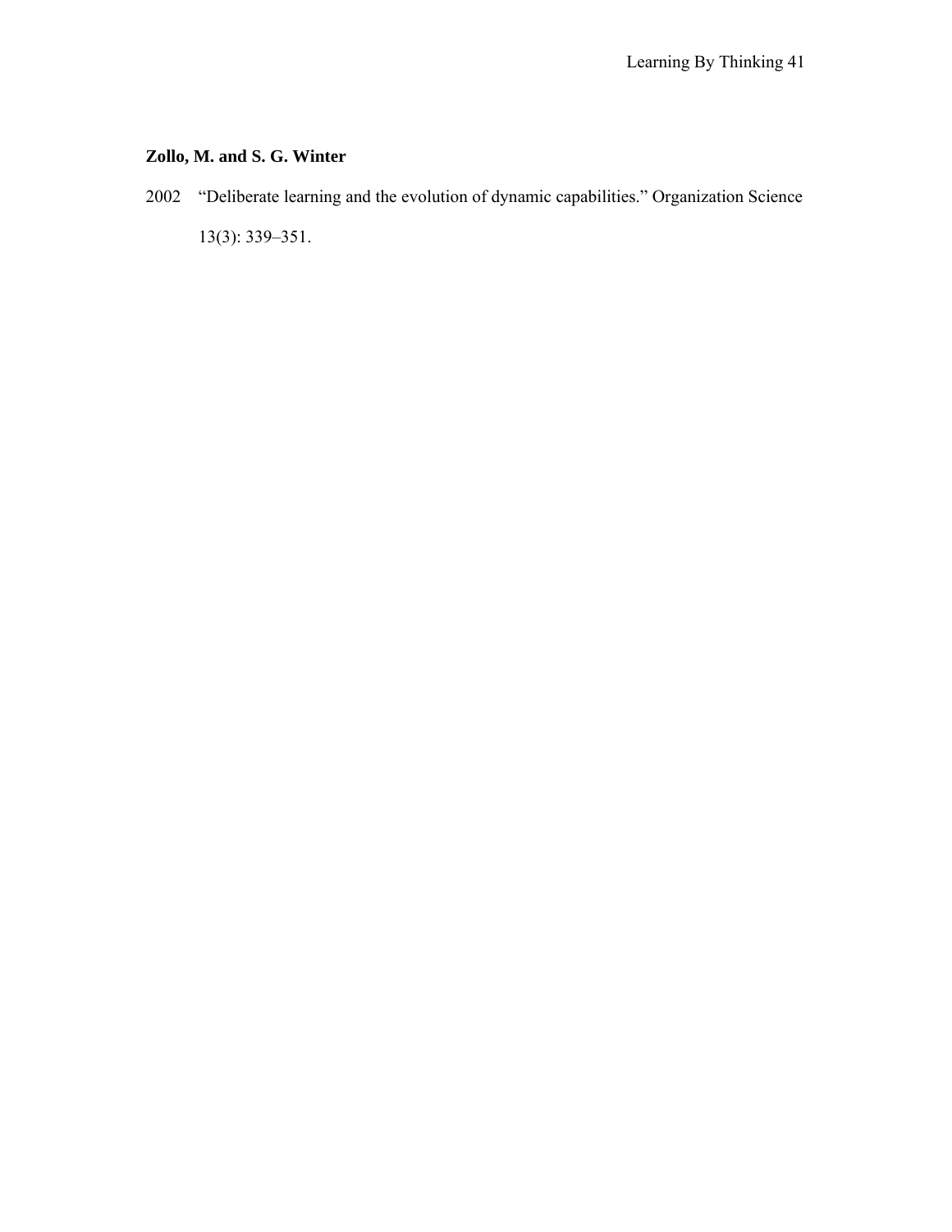**Zollo, M. and S. G. Winter**

2002 “Deliberate learning and the evolution of dynamic capabilities.” Organization Science 13(3): 339–351.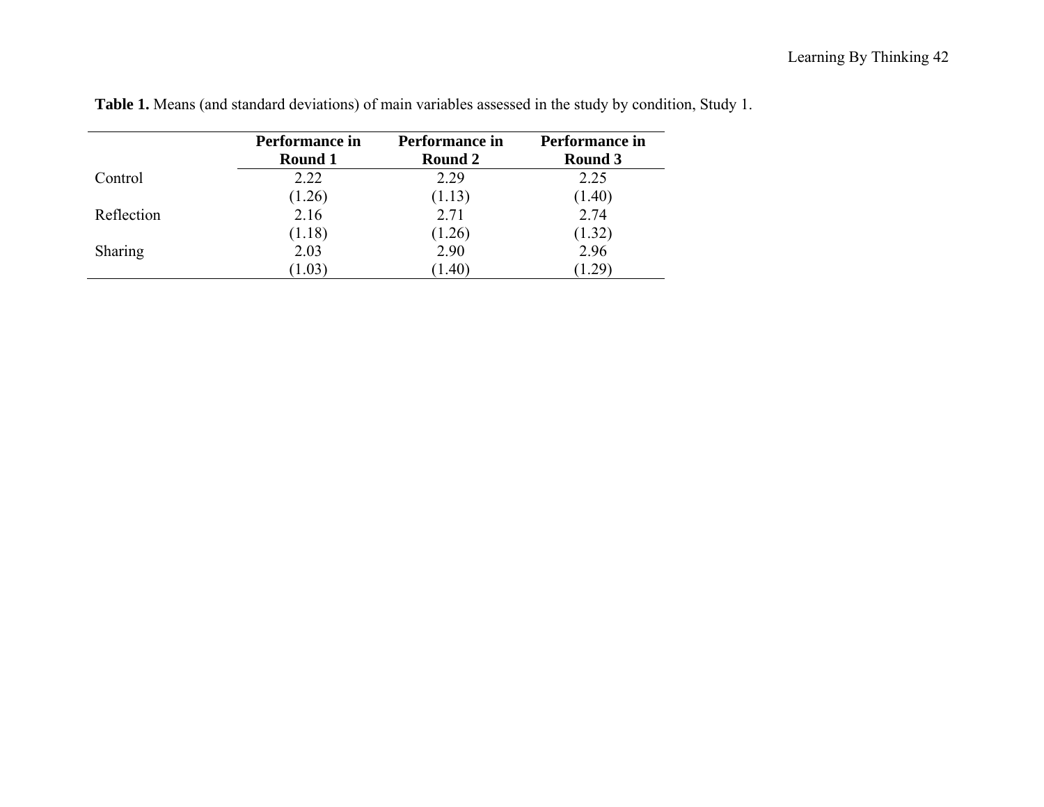**Table 1.** Means (and standard deviations) of main variables assessed in the study by condition, Study 1.

| | Performance in Round 1 | Performance in Round 2 | Performance in Round 3 |
|---|---|---|---|
| Control | 2.22 | 2.29 | 2.25 |
| | (1.26) | (1.13) | (1.40) |
| Reflection | 2.16 | 2.71 | 2.74 |
| | (1.18) | (1.26) | (1.32) |
| Sharing | 2.03 | 2.90 | 2.96 |
| | (1.03) | (1.40) | (1.29) |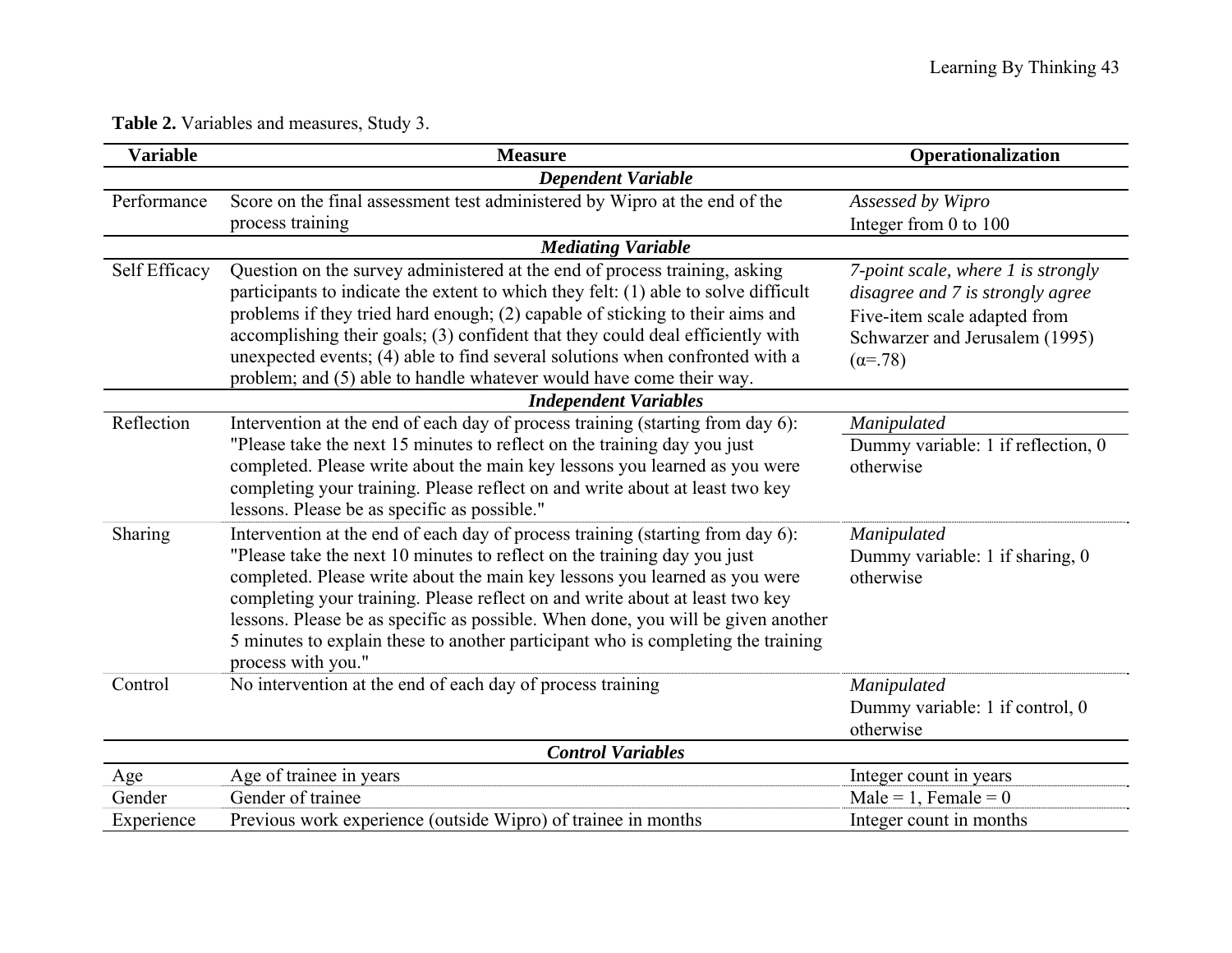**Table 2.** Variables and measures, Study 3.

| Variable | Measure | Operationalization |
|---|---|---|
| ***Dependent Variable*** | | |
| Performance | Score on the final assessment test administered by Wipro at the end of the process training | *Assessed by Wipro*<br>Integer from 0 to 100 |
| ***Mediating Variable*** | | |
| Self Efficacy | Question on the survey administered at the end of process training, asking participants to indicate the extent to which they felt: (1) able to solve difficult problems if they tried hard enough; (2) capable of sticking to their aims and accomplishing their goals; (3) confident that they could deal efficiently with unexpected events; (4) able to find several solutions when confronted with a problem; and (5) able to handle whatever would have come their way. | *7-point scale, where 1 is strongly disagree and 7 is strongly agree*<br>Five-item scale adapted from Schwarzer and Jerusalem (1995) (α=.78) |
| ***Independent Variables*** | | |
| Reflection | Intervention at the end of each day of process training (starting from day 6): "Please take the next 15 minutes to reflect on the training day you just completed. Please write about the main key lessons you learned as you were completing your training. Please reflect on and write about at least two key lessons. Please be as specific as possible." | *Manipulated*<br>Dummy variable: 1 if reflection, 0 otherwise |
| Sharing | Intervention at the end of each day of process training (starting from day 6): "Please take the next 10 minutes to reflect on the training day you just completed. Please write about the main key lessons you learned as you were completing your training. Please reflect on and write about at least two key lessons. Please be as specific as possible. When done, you will be given another 5 minutes to explain these to another participant who is completing the training process with you." | *Manipulated*<br>Dummy variable: 1 if sharing, 0 otherwise |
| Control | No intervention at the end of each day of process training | *Manipulated*<br>Dummy variable: 1 if control, 0 otherwise |
| ***Control Variables*** | | |
| Age | Age of trainee in years | Integer count in years |
| Gender | Gender of trainee | Male = 1, Female = 0 |
| Experience | Previous work experience (outside Wipro) of trainee in months | Integer count in months |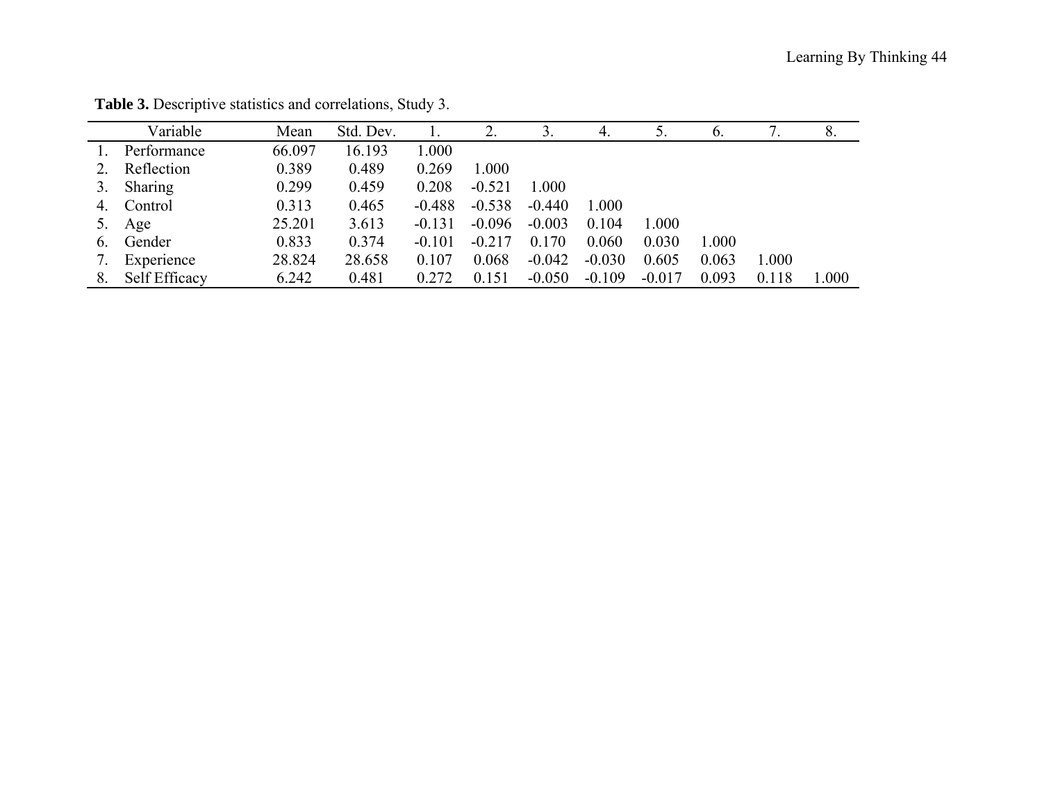**Table 3.** Descriptive statistics and correlations, Study 3.

| | Variable | Mean | Std. Dev. | 1. | 2. | 3. | 4. | 5. | 6. | 7. | 8. |
|---|---|---|---|---|---|---|---|---|---|---|---|
| 1. | Performance | 66.097 | 16.193 | 1.000 | | | | | | | |
| 2. | Reflection | 0.389 | 0.489 | 0.269 | 1.000 | | | | | | |
| 3. | Sharing | 0.299 | 0.459 | 0.208 | -0.521 | 1.000 | | | | | |
| 4. | Control | 0.313 | 0.465 | -0.488 | -0.538 | -0.440 | 1.000 | | | | |
| 5. | Age | 25.201 | 3.613 | -0.131 | -0.096 | -0.003 | 0.104 | 1.000 | | | |
| 6. | Gender | 0.833 | 0.374 | -0.101 | -0.217 | 0.170 | 0.060 | 0.030 | 1.000 | | |
| 7. | Experience | 28.824 | 28.658 | 0.107 | 0.068 | -0.042 | -0.030 | 0.605 | 0.063 | 1.000 | |
| 8. | Self Efficacy | 6.242 | 0.481 | 0.272 | 0.151 | -0.050 | -0.109 | -0.017 | 0.093 | 0.118 | 1.000 |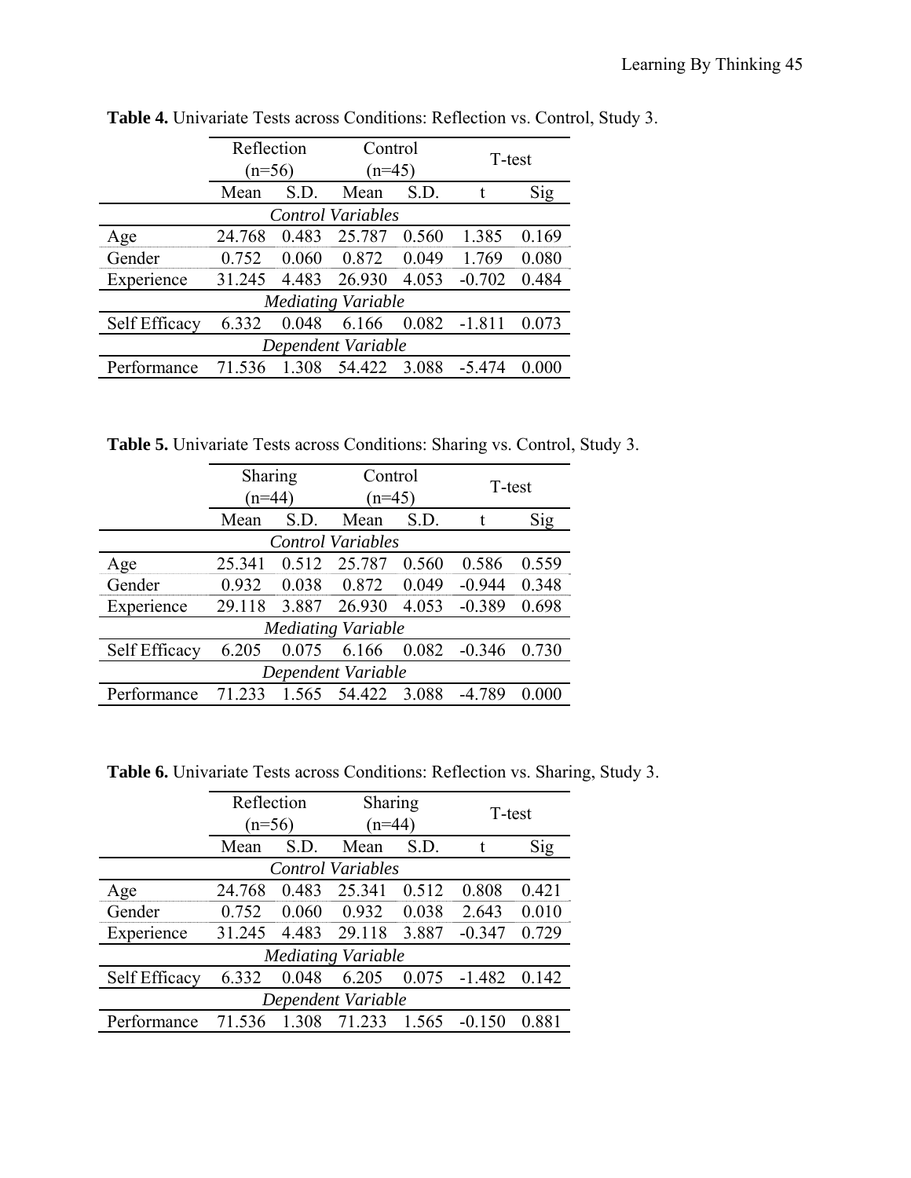**Table 4.** Univariate Tests across Conditions: Reflection vs. Control, Study 3.

| | Reflection (n=56) | | Control (n=45) | | T-test | |
|---|---|---|---|---|---|---|
| | Mean | S.D. | Mean | S.D. | t | Sig |
| *Control Variables* | | | | | | |
| Age | 24.768 | 0.483 | 25.787 | 0.560 | 1.385 | 0.169 |
| Gender | 0.752 | 0.060 | 0.872 | 0.049 | 1.769 | 0.080 |
| Experience | 31.245 | 4.483 | 26.930 | 4.053 | -0.702 | 0.484 |
| *Mediating Variable* | | | | | | |
| Self Efficacy | 6.332 | 0.048 | 6.166 | 0.082 | -1.811 | 0.073 |
| *Dependent Variable* | | | | | | |
| Performance | 71.536 | 1.308 | 54.422 | 3.088 | -5.474 | 0.000 |

**Table 5.** Univariate Tests across Conditions: Sharing vs. Control, Study 3.

| | Sharing (n=44) | | Control (n=45) | | T-test | |
|---|---|---|---|---|---|---|
| | Mean | S.D. | Mean | S.D. | t | Sig |
| *Control Variables* | | | | | | |
| Age | 25.341 | 0.512 | 25.787 | 0.560 | 0.586 | 0.559 |
| Gender | 0.932 | 0.038 | 0.872 | 0.049 | -0.944 | 0.348 |
| Experience | 29.118 | 3.887 | 26.930 | 4.053 | -0.389 | 0.698 |
| *Mediating Variable* | | | | | | |
| Self Efficacy | 6.205 | 0.075 | 6.166 | 0.082 | -0.346 | 0.730 |
| *Dependent Variable* | | | | | | |
| Performance | 71.233 | 1.565 | 54.422 | 3.088 | -4.789 | 0.000 |

**Table 6.** Univariate Tests across Conditions: Reflection vs. Sharing, Study 3.

| | Reflection (n=56) | | Sharing (n=44) | | T-test | |
|---|---|---|---|---|---|---|
| | Mean | S.D. | Mean | S.D. | t | Sig |
| *Control Variables* | | | | | | |
| Age | 24.768 | 0.483 | 25.341 | 0.512 | 0.808 | 0.421 |
| Gender | 0.752 | 0.060 | 0.932 | 0.038 | 2.643 | 0.010 |
| Experience | 31.245 | 4.483 | 29.118 | 3.887 | -0.347 | 0.729 |
| *Mediating Variable* | | | | | | |
| Self Efficacy | 6.332 | 0.048 | 6.205 | 0.075 | -1.482 | 0.142 |
| *Dependent Variable* | | | | | | |
| Performance | 71.536 | 1.308 | 71.233 | 1.565 | -0.150 | 0.881 |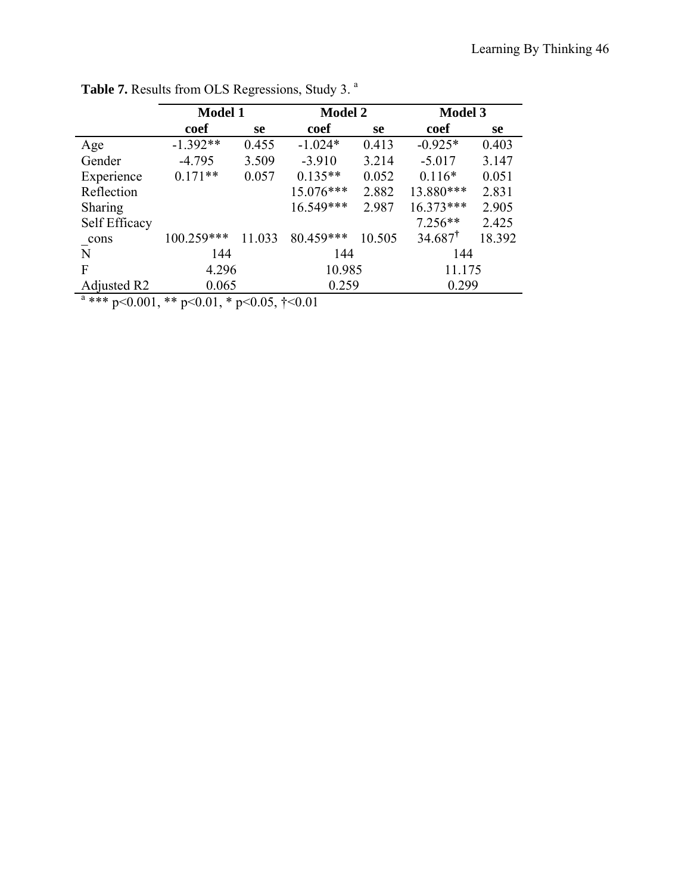**Table 7.** Results from OLS Regressions, Study 3. [a]

| | Model 1 | | Model 2 | | Model 3 | |
|---|---|---|---|---|---|---|
| | **coef** | **se** | **coef** | **se** | **coef** | **se** |
| Age | -1.392** | 0.455 | -1.024* | 0.413 | -0.925* | 0.403 |
| Gender | -4.795 | 3.509 | -3.910 | 3.214 | -5.017 | 3.147 |
| Experience | 0.171** | 0.057 | 0.135** | 0.052 | 0.116* | 0.051 |
| Reflection | | | 15.076*** | 2.882 | 13.880*** | 2.831 |
| Sharing | | | 16.549*** | 2.987 | 16.373*** | 2.905 |
| Self Efficacy | | | | | 7.256** | 2.425 |
| _cons | 100.259*** | 11.033 | 80.459*** | 10.505 | 34.687† | 18.392 |
| N | 144 | | 144 | | 144 | |
| F | 4.296 | | 10.985 | | 11.175 | |
| Adjusted R2 | 0.065 | | 0.259 | | 0.299 | |

[a] *** $p<0.001$, ** $p<0.01$, * $p<0.05$, †<0.01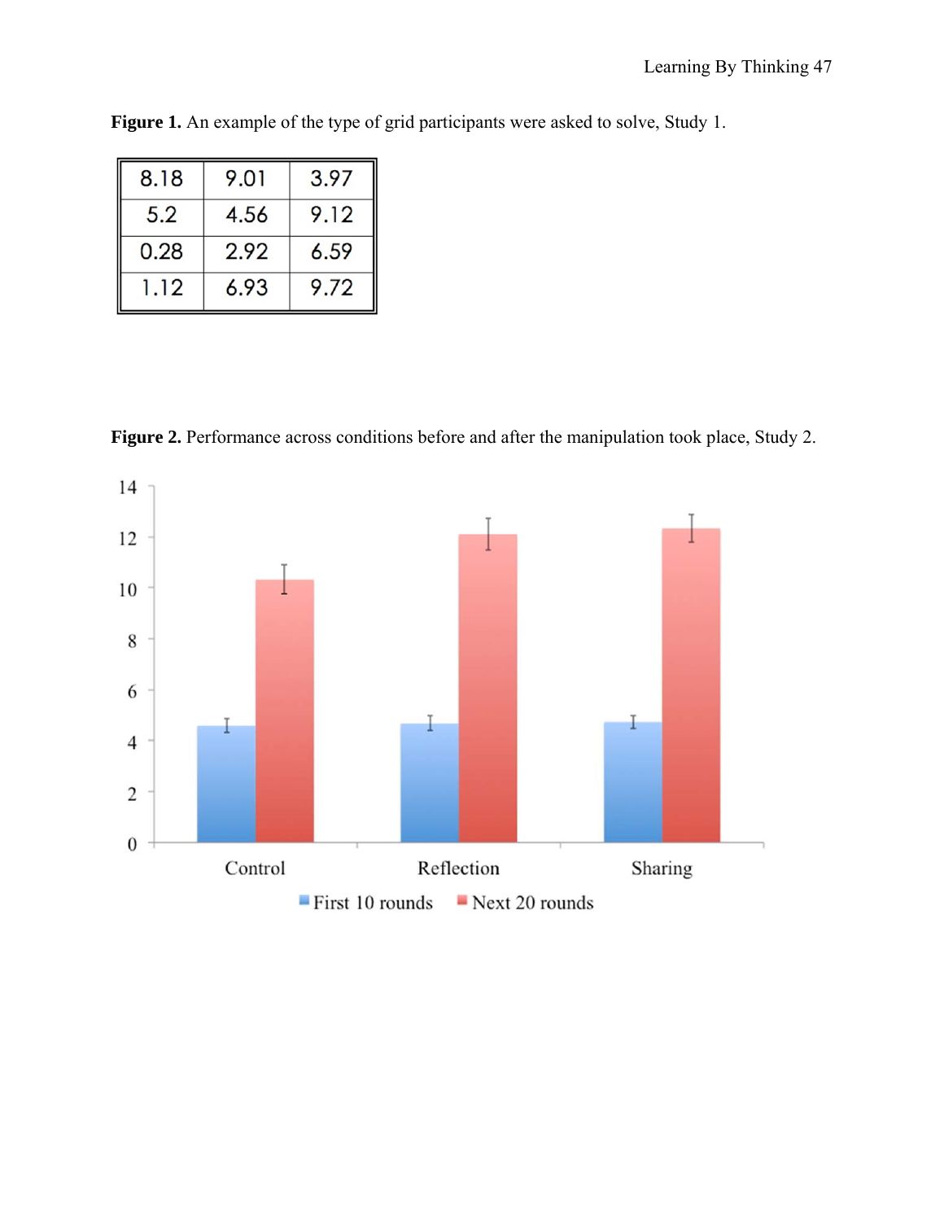**Figure 1.** An example of the type of grid participants were asked to solve, Study 1.

| | | |
|---|---|---|
| 8.18 | 9.01 | 3.97 |
| 5.2 | 4.56 | 9.12 |
| 0.28 | 2.92 | 6.59 |
| 1.12 | 6.93 | 9.72 |

**Figure 2.** Performance across conditions before and after the manipulation took place, Study 2.

14
12
10
8
6
4
2
0

Control
Reflection
Sharing

First 10 rounds
Next 20 rounds